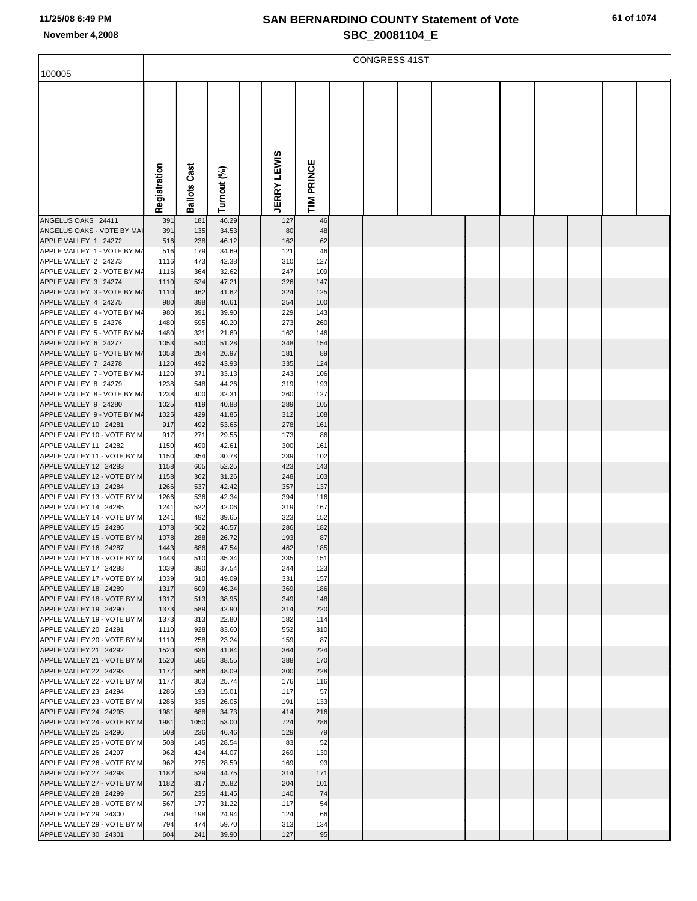# SAN BERNARDINO COUNTY Statement of Vote
## SBC_20081104_E

November 4,2008

| 100005 | CONGRESS 41ST | | | | | |
|---|---|---|---|---|---|---|
| | Registration | Ballots Cast | Turnout (%) | | JERRY LEWIS | TIM PRINCE |
| ANGELUS OAKS 24411 | 391 | 181 | 46.29 | | 127 | 46 |
| ANGELUS OAKS - VOTE BY MAI | 391 | 135 | 34.53 | | 80 | 48 |
| APPLE VALLEY 1 24272 | 516 | 238 | 46.12 | | 162 | 62 |
| APPLE VALLEY 1 - VOTE BY MA | 516 | 179 | 34.69 | | 121 | 46 |
| APPLE VALLEY 2 24273 | 1116 | 473 | 42.38 | | 310 | 127 |
| APPLE VALLEY 2 - VOTE BY MA | 1116 | 364 | 32.62 | | 247 | 109 |
| APPLE VALLEY 3 24274 | 1110 | 524 | 47.21 | | 326 | 147 |
| APPLE VALLEY 3 - VOTE BY MA | 1110 | 462 | 41.62 | | 324 | 125 |
| APPLE VALLEY 4 24275 | 980 | 398 | 40.61 | | 254 | 100 |
| APPLE VALLEY 4 - VOTE BY MA | 980 | 391 | 39.90 | | 229 | 143 |
| APPLE VALLEY 5 24276 | 1480 | 595 | 40.20 | | 273 | 260 |
| APPLE VALLEY 5 - VOTE BY MA | 1480 | 321 | 21.69 | | 162 | 146 |
| APPLE VALLEY 6 24277 | 1053 | 540 | 51.28 | | 348 | 154 |
| APPLE VALLEY 6 - VOTE BY MA | 1053 | 284 | 26.97 | | 181 | 89 |
| APPLE VALLEY 7 24278 | 1120 | 492 | 43.93 | | 335 | 124 |
| APPLE VALLEY 7 - VOTE BY MA | 1120 | 371 | 33.13 | | 243 | 106 |
| APPLE VALLEY 8 24279 | 1238 | 548 | 44.26 | | 319 | 193 |
| APPLE VALLEY 8 - VOTE BY MA | 1238 | 400 | 32.31 | | 260 | 127 |
| APPLE VALLEY 9 24280 | 1025 | 419 | 40.88 | | 289 | 105 |
| APPLE VALLEY 9 - VOTE BY MA | 1025 | 429 | 41.85 | | 312 | 108 |
| APPLE VALLEY 10 24281 | 917 | 492 | 53.65 | | 278 | 161 |
| APPLE VALLEY 10 - VOTE BY M | 917 | 271 | 29.55 | | 173 | 86 |
| APPLE VALLEY 11 24282 | 1150 | 490 | 42.61 | | 300 | 161 |
| APPLE VALLEY 11 - VOTE BY M | 1150 | 354 | 30.78 | | 239 | 102 |
| APPLE VALLEY 12 24283 | 1158 | 605 | 52.25 | | 423 | 143 |
| APPLE VALLEY 12 - VOTE BY M | 1158 | 362 | 31.26 | | 248 | 103 |
| APPLE VALLEY 13 24284 | 1266 | 537 | 42.42 | | 357 | 137 |
| APPLE VALLEY 13 - VOTE BY M | 1266 | 536 | 42.34 | | 394 | 116 |
| APPLE VALLEY 14 24285 | 1241 | 522 | 42.06 | | 319 | 167 |
| APPLE VALLEY 14 - VOTE BY M | 1241 | 492 | 39.65 | | 323 | 152 |
| APPLE VALLEY 15 24286 | 1078 | 502 | 46.57 | | 286 | 182 |
| APPLE VALLEY 15 - VOTE BY M | 1078 | 288 | 26.72 | | 193 | 87 |
| APPLE VALLEY 16 24287 | 1443 | 686 | 47.54 | | 462 | 185 |
| APPLE VALLEY 16 - VOTE BY M | 1443 | 510 | 35.34 | | 335 | 151 |
| APPLE VALLEY 17 24288 | 1039 | 390 | 37.54 | | 244 | 123 |
| APPLE VALLEY 17 - VOTE BY M | 1039 | 510 | 49.09 | | 331 | 157 |
| APPLE VALLEY 18 24289 | 1317 | 609 | 46.24 | | 369 | 186 |
| APPLE VALLEY 18 - VOTE BY M | 1317 | 513 | 38.95 | | 349 | 148 |
| APPLE VALLEY 19 24290 | 1373 | 589 | 42.90 | | 314 | 220 |
| APPLE VALLEY 19 - VOTE BY M | 1373 | 313 | 22.80 | | 182 | 114 |
| APPLE VALLEY 20 24291 | 1110 | 928 | 83.60 | | 552 | 310 |
| APPLE VALLEY 20 - VOTE BY M | 1110 | 258 | 23.24 | | 159 | 87 |
| APPLE VALLEY 21 24292 | 1520 | 636 | 41.84 | | 364 | 224 |
| APPLE VALLEY 21 - VOTE BY M | 1520 | 586 | 38.55 | | 388 | 170 |
| APPLE VALLEY 22 24293 | 1177 | 566 | 48.09 | | 300 | 228 |
| APPLE VALLEY 22 - VOTE BY M | 1177 | 303 | 25.74 | | 176 | 116 |
| APPLE VALLEY 23 24294 | 1286 | 193 | 15.01 | | 117 | 57 |
| APPLE VALLEY 23 - VOTE BY M | 1286 | 335 | 26.05 | | 191 | 133 |
| APPLE VALLEY 24 24295 | 1981 | 688 | 34.73 | | 414 | 216 |
| APPLE VALLEY 24 - VOTE BY M | 1981 | 1050 | 53.00 | | 724 | 286 |
| APPLE VALLEY 25 24296 | 508 | 236 | 46.46 | | 129 | 79 |
| APPLE VALLEY 25 - VOTE BY M | 508 | 145 | 28.54 | | 83 | 52 |
| APPLE VALLEY 26 24297 | 962 | 424 | 44.07 | | 269 | 130 |
| APPLE VALLEY 26 - VOTE BY M | 962 | 275 | 28.59 | | 169 | 93 |
| APPLE VALLEY 27 24298 | 1182 | 529 | 44.75 | | 314 | 171 |
| APPLE VALLEY 27 - VOTE BY M | 1182 | 317 | 26.82 | | 204 | 101 |
| APPLE VALLEY 28 24299 | 567 | 235 | 41.45 | | 140 | 74 |
| APPLE VALLEY 28 - VOTE BY M | 567 | 177 | 31.22 | | 117 | 54 |
| APPLE VALLEY 29 24300 | 794 | 198 | 24.94 | | 124 | 66 |
| APPLE VALLEY 29 - VOTE BY M | 794 | 474 | 59.70 | | 313 | 134 |
| APPLE VALLEY 30 24301 | 604 | 241 | 39.90 | | 127 | 95 |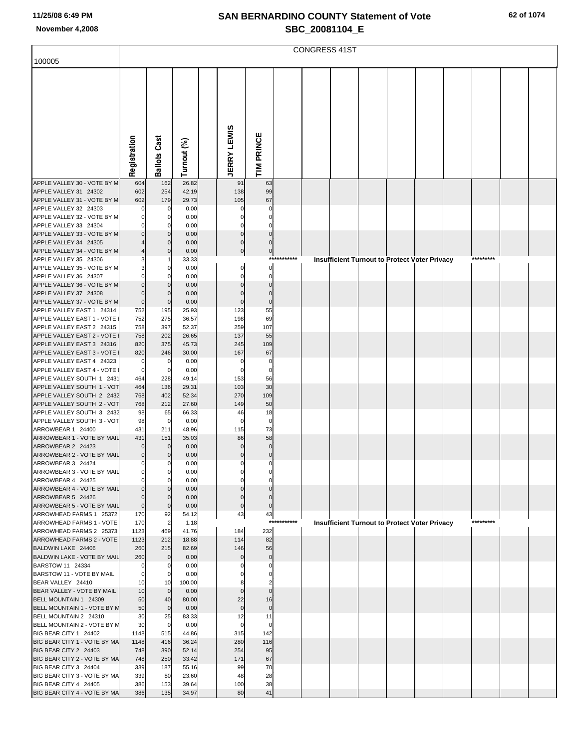# SAN BERNARDINO COUNTY Statement of Vote
## SBC_20081104_E

100005

CONGRESS 41ST

| | Registration | Ballots Cast | Turnout (%) | | JERRY LEWIS | TIM PRINCE | | | | | | | | | | |
|---|---|---|---|---|---|---|---|---|---|---|---|---|---|---|---|---|
| APPLE VALLEY 30 - VOTE BY M | 604 | 162 | 26.82 | | 91 | 63 | | | | | | | | | | |
| APPLE VALLEY 31 24302 | 602 | 254 | 42.19 | | 138 | 99 | | | | | | | | | | |
| APPLE VALLEY 31 - VOTE BY M | 602 | 179 | 29.73 | | 105 | 67 | | | | | | | | | | |
| APPLE VALLEY 32 24303 | 0 | 0 | 0.00 | | 0 | 0 | | | | | | | | | | |
| APPLE VALLEY 32 - VOTE BY M | 0 | 0 | 0.00 | | 0 | 0 | | | | | | | | | | |
| APPLE VALLEY 33 24304 | 0 | 0 | 0.00 | | 0 | 0 | | | | | | | | | | |
| APPLE VALLEY 33 - VOTE BY M | 0 | 0 | 0.00 | | 0 | 0 | | | | | | | | | | |
| APPLE VALLEY 34 24305 | 4 | 0 | 0.00 | | 0 | 0 | | | | | | | | | | |
| APPLE VALLEY 34 - VOTE BY M | 4 | 0 | 0.00 | | 0 | 0 | | | | | | | | | | |
| APPLE VALLEY 35 24306 | 3 | 1 | 33.33 | | | | *********** | Insufficient Turnout to Protect Voter Privacy | | | | | | ********* | | |
| APPLE VALLEY 35 - VOTE BY M | 3 | 0 | 0.00 | | 0 | 0 | | | | | | | | | | |
| APPLE VALLEY 36 24307 | 0 | 0 | 0.00 | | 0 | 0 | | | | | | | | | | |
| APPLE VALLEY 36 - VOTE BY M | 0 | 0 | 0.00 | | 0 | 0 | | | | | | | | | | |
| APPLE VALLEY 37 24308 | 0 | 0 | 0.00 | | 0 | 0 | | | | | | | | | | |
| APPLE VALLEY 37 - VOTE BY M | 0 | 0 | 0.00 | | 0 | 0 | | | | | | | | | | |
| APPLE VALLEY EAST 1 24314 | 752 | 195 | 25.93 | | 123 | 55 | | | | | | | | | | |
| APPLE VALLEY EAST 1 - VOTE | 752 | 275 | 36.57 | | 198 | 69 | | | | | | | | | | |
| APPLE VALLEY EAST 2 24315 | 758 | 397 | 52.37 | | 259 | 107 | | | | | | | | | | |
| APPLE VALLEY EAST 2 - VOTE | 758 | 202 | 26.65 | | 137 | 55 | | | | | | | | | | |
| APPLE VALLEY EAST 3 24316 | 820 | 375 | 45.73 | | 245 | 109 | | | | | | | | | | |
| APPLE VALLEY EAST 3 - VOTE | 820 | 246 | 30.00 | | 167 | 67 | | | | | | | | | | |
| APPLE VALLEY EAST 4 24323 | 0 | 0 | 0.00 | | 0 | 0 | | | | | | | | | | |
| APPLE VALLEY EAST 4 - VOTE | 0 | 0 | 0.00 | | 0 | 0 | | | | | | | | | | |
| APPLE VALLEY SOUTH 1 2431 | 464 | 228 | 49.14 | | 153 | 56 | | | | | | | | | | |
| APPLE VALLEY SOUTH 1 - VOT | 464 | 136 | 29.31 | | 103 | 30 | | | | | | | | | | |
| APPLE VALLEY SOUTH 2 2432 | 768 | 402 | 52.34 | | 270 | 109 | | | | | | | | | | |
| APPLE VALLEY SOUTH 2 - VOT | 768 | 212 | 27.60 | | 149 | 50 | | | | | | | | | | |
| APPLE VALLEY SOUTH 3 2432 | 98 | 65 | 66.33 | | 46 | 18 | | | | | | | | | | |
| APPLE VALLEY SOUTH 3 - VOT | 98 | 0 | 0.00 | | 0 | 0 | | | | | | | | | | |
| ARROWBEAR 1 24400 | 431 | 211 | 48.96 | | 115 | 73 | | | | | | | | | | |
| ARROWBEAR 1 - VOTE BY MAIL | 431 | 151 | 35.03 | | 86 | 58 | | | | | | | | | | |
| ARROWBEAR 2 24423 | 0 | 0 | 0.00 | | 0 | 0 | | | | | | | | | | |
| ARROWBEAR 2 - VOTE BY MAIL | 0 | 0 | 0.00 | | 0 | 0 | | | | | | | | | | |
| ARROWBEAR 3 24424 | 0 | 0 | 0.00 | | 0 | 0 | | | | | | | | | | |
| ARROWBEAR 3 - VOTE BY MAIL | 0 | 0 | 0.00 | | 0 | 0 | | | | | | | | | | |
| ARROWBEAR 4 24425 | 0 | 0 | 0.00 | | 0 | 0 | | | | | | | | | | |
| ARROWBEAR 4 - VOTE BY MAIL | 0 | 0 | 0.00 | | 0 | 0 | | | | | | | | | | |
| ARROWBEAR 5 24426 | 0 | 0 | 0.00 | | 0 | 0 | | | | | | | | | | |
| ARROWBEAR 5 - VOTE BY MAIL | 0 | 0 | 0.00 | | 0 | 0 | | | | | | | | | | |
| ARROWHEAD FARMS 1 25372 | 170 | 92 | 54.12 | | 43 | 43 | | | | | | | | | | |
| ARROWHEAD FARMS 1 - VOTE | 170 | 2 | 1.18 | | | | *********** | Insufficient Turnout to Protect Voter Privacy | | | | | | ********* | | |
| ARROWHEAD FARMS 2 25373 | 1123 | 469 | 41.76 | | 184 | 232 | | | | | | | | | | |
| ARROWHEAD FARMS 2 - VOTE | 1123 | 212 | 18.88 | | 114 | 82 | | | | | | | | | | |
| BALDWIN LAKE 24406 | 260 | 215 | 82.69 | | 146 | 56 | | | | | | | | | | |
| BALDWIN LAKE - VOTE BY MAIL | 260 | 0 | 0.00 | | 0 | 0 | | | | | | | | | | |
| BARSTOW 11 24334 | 0 | 0 | 0.00 | | 0 | 0 | | | | | | | | | | |
| BARSTOW 11 - VOTE BY MAIL | 0 | 0 | 0.00 | | 0 | 0 | | | | | | | | | | |
| BEAR VALLEY 24410 | 10 | 10 | 100.00 | | 8 | 2 | | | | | | | | | | |
| BEAR VALLEY - VOTE BY MAIL | 10 | 0 | 0.00 | | 0 | 0 | | | | | | | | | | |
| BELL MOUNTAIN 1 24309 | 50 | 40 | 80.00 | | 22 | 16 | | | | | | | | | | |
| BELL MOUNTAIN 1 - VOTE BY M | 50 | 0 | 0.00 | | 0 | 0 | | | | | | | | | | |
| BELL MOUNTAIN 2 24310 | 30 | 25 | 83.33 | | 12 | 11 | | | | | | | | | | |
| BELL MOUNTAIN 2 - VOTE BY M | 30 | 0 | 0.00 | | 0 | 0 | | | | | | | | | | |
| BIG BEAR CITY 1 24402 | 1148 | 515 | 44.86 | | 315 | 142 | | | | | | | | | | |
| BIG BEAR CITY 1 - VOTE BY MA | 1148 | 416 | 36.24 | | 280 | 116 | | | | | | | | | | |
| BIG BEAR CITY 2 24403 | 748 | 390 | 52.14 | | 254 | 95 | | | | | | | | | | |
| BIG BEAR CITY 2 - VOTE BY MA | 748 | 250 | 33.42 | | 171 | 67 | | | | | | | | | | |
| BIG BEAR CITY 3 24404 | 339 | 187 | 55.16 | | 99 | 70 | | | | | | | | | | |
| BIG BEAR CITY 3 - VOTE BY MA | 339 | 80 | 23.60 | | 48 | 28 | | | | | | | | | | |
| BIG BEAR CITY 4 24405 | 386 | 153 | 39.64 | | 100 | 38 | | | | | | | | | | |
| BIG BEAR CITY 4 - VOTE BY MA | 386 | 135 | 34.97 | | 80 | 41 | | | | | | | | | | |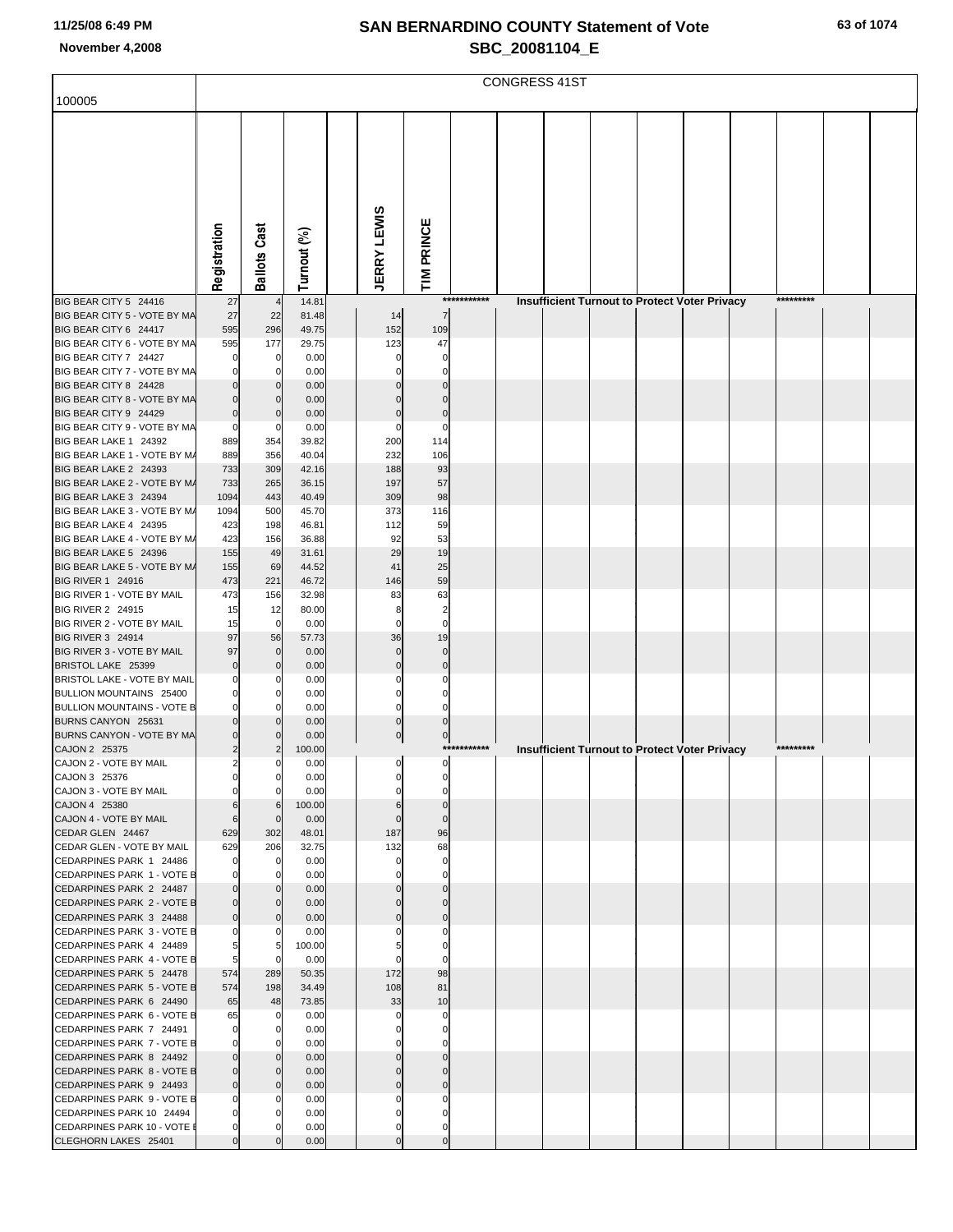# SAN BERNARDINO COUNTY Statement of Vote
## SBC_20081104_E

11/25/08 6:49 PM
November 4,2008

100005

CONGRESS 41ST

| | Registration | Ballots Cast | Turnout (%) | JERRY LEWIS | TIM PRINCE |
|---|---|---|---|---|---|
| BIG BEAR CITY 5 24416 | 27 | 4 | 14.81 | *********** Insufficient Turnout to Protect Voter Privacy ********* | |
| BIG BEAR CITY 5 - VOTE BY MA | 27 | 22 | 81.48 | 14 | 7 |
| BIG BEAR CITY 6 24417 | 595 | 296 | 49.75 | 152 | 109 |
| BIG BEAR CITY 6 - VOTE BY MA | 595 | 177 | 29.75 | 123 | 47 |
| BIG BEAR CITY 7 24427 | 0 | 0 | 0.00 | 0 | 0 |
| BIG BEAR CITY 7 - VOTE BY MA | 0 | 0 | 0.00 | 0 | 0 |
| BIG BEAR CITY 8 24428 | 0 | 0 | 0.00 | 0 | 0 |
| BIG BEAR CITY 8 - VOTE BY MA | 0 | 0 | 0.00 | 0 | 0 |
| BIG BEAR CITY 9 24429 | 0 | 0 | 0.00 | 0 | 0 |
| BIG BEAR CITY 9 - VOTE BY MA | 0 | 0 | 0.00 | 0 | 0 |
| BIG BEAR LAKE 1 24392 | 889 | 354 | 39.82 | 200 | 114 |
| BIG BEAR LAKE 1 - VOTE BY MA | 889 | 356 | 40.04 | 232 | 106 |
| BIG BEAR LAKE 2 24393 | 733 | 309 | 42.16 | 188 | 93 |
| BIG BEAR LAKE 2 - VOTE BY MA | 733 | 265 | 36.15 | 197 | 57 |
| BIG BEAR LAKE 3 24394 | 1094 | 443 | 40.49 | 309 | 98 |
| BIG BEAR LAKE 3 - VOTE BY MA | 1094 | 500 | 45.70 | 373 | 116 |
| BIG BEAR LAKE 4 24395 | 423 | 198 | 46.81 | 112 | 59 |
| BIG BEAR LAKE 4 - VOTE BY MA | 423 | 156 | 36.88 | 92 | 53 |
| BIG BEAR LAKE 5 24396 | 155 | 49 | 31.61 | 29 | 19 |
| BIG BEAR LAKE 5 - VOTE BY MA | 155 | 69 | 44.52 | 41 | 25 |
| BIG RIVER 1 24916 | 473 | 221 | 46.72 | 146 | 59 |
| BIG RIVER 1 - VOTE BY MAIL | 473 | 156 | 32.98 | 83 | 63 |
| BIG RIVER 2 24915 | 15 | 12 | 80.00 | 8 | 2 |
| BIG RIVER 2 - VOTE BY MAIL | 15 | 0 | 0.00 | 0 | 0 |
| BIG RIVER 3 24914 | 97 | 56 | 57.73 | 36 | 19 |
| BIG RIVER 3 - VOTE BY MAIL | 97 | 0 | 0.00 | 0 | 0 |
| BRISTOL LAKE 25399 | 0 | 0 | 0.00 | 0 | 0 |
| BRISTOL LAKE - VOTE BY MAIL | 0 | 0 | 0.00 | 0 | 0 |
| BULLION MOUNTAINS 25400 | 0 | 0 | 0.00 | 0 | 0 |
| BULLION MOUNTAINS - VOTE B | 0 | 0 | 0.00 | 0 | 0 |
| BURNS CANYON 25631 | 0 | 0 | 0.00 | 0 | 0 |
| BURNS CANYON - VOTE BY MA | 0 | 0 | 0.00 | 0 | 0 |
| CAJON 2 25375 | 2 | 2 | 100.00 | *********** Insufficient Turnout to Protect Voter Privacy ********* | |
| CAJON 2 - VOTE BY MAIL | 2 | 0 | 0.00 | 0 | 0 |
| CAJON 3 25376 | 0 | 0 | 0.00 | 0 | 0 |
| CAJON 3 - VOTE BY MAIL | 0 | 0 | 0.00 | 0 | 0 |
| CAJON 4 25380 | 6 | 6 | 100.00 | 6 | 0 |
| CAJON 4 - VOTE BY MAIL | 6 | 0 | 0.00 | 0 | 0 |
| CEDAR GLEN 24467 | 629 | 302 | 48.01 | 187 | 96 |
| CEDAR GLEN - VOTE BY MAIL | 629 | 206 | 32.75 | 132 | 68 |
| CEDARPINES PARK 1 24486 | 0 | 0 | 0.00 | 0 | 0 |
| CEDARPINES PARK 1 - VOTE B | 0 | 0 | 0.00 | 0 | 0 |
| CEDARPINES PARK 2 24487 | 0 | 0 | 0.00 | 0 | 0 |
| CEDARPINES PARK 2 - VOTE B | 0 | 0 | 0.00 | 0 | 0 |
| CEDARPINES PARK 3 24488 | 0 | 0 | 0.00 | 0 | 0 |
| CEDARPINES PARK 3 - VOTE B | 0 | 0 | 0.00 | 0 | 0 |
| CEDARPINES PARK 4 24489 | 5 | 5 | 100.00 | 5 | 0 |
| CEDARPINES PARK 4 - VOTE B | 5 | 0 | 0.00 | 0 | 0 |
| CEDARPINES PARK 5 24478 | 574 | 289 | 50.35 | 172 | 98 |
| CEDARPINES PARK 5 - VOTE B | 574 | 198 | 34.49 | 108 | 81 |
| CEDARPINES PARK 6 24490 | 65 | 48 | 73.85 | 33 | 10 |
| CEDARPINES PARK 6 - VOTE B | 65 | 0 | 0.00 | 0 | 0 |
| CEDARPINES PARK 7 24491 | 0 | 0 | 0.00 | 0 | 0 |
| CEDARPINES PARK 7 - VOTE B | 0 | 0 | 0.00 | 0 | 0 |
| CEDARPINES PARK 8 24492 | 0 | 0 | 0.00 | 0 | 0 |
| CEDARPINES PARK 8 - VOTE B | 0 | 0 | 0.00 | 0 | 0 |
| CEDARPINES PARK 9 24493 | 0 | 0 | 0.00 | 0 | 0 |
| CEDARPINES PARK 9 - VOTE B | 0 | 0 | 0.00 | 0 | 0 |
| CEDARPINES PARK 10 24494 | 0 | 0 | 0.00 | 0 | 0 |
| CEDARPINES PARK 10 - VOTE B | 0 | 0 | 0.00 | 0 | 0 |
| CLEGHORN LAKES 25401 | 0 | 0 | 0.00 | 0 | 0 |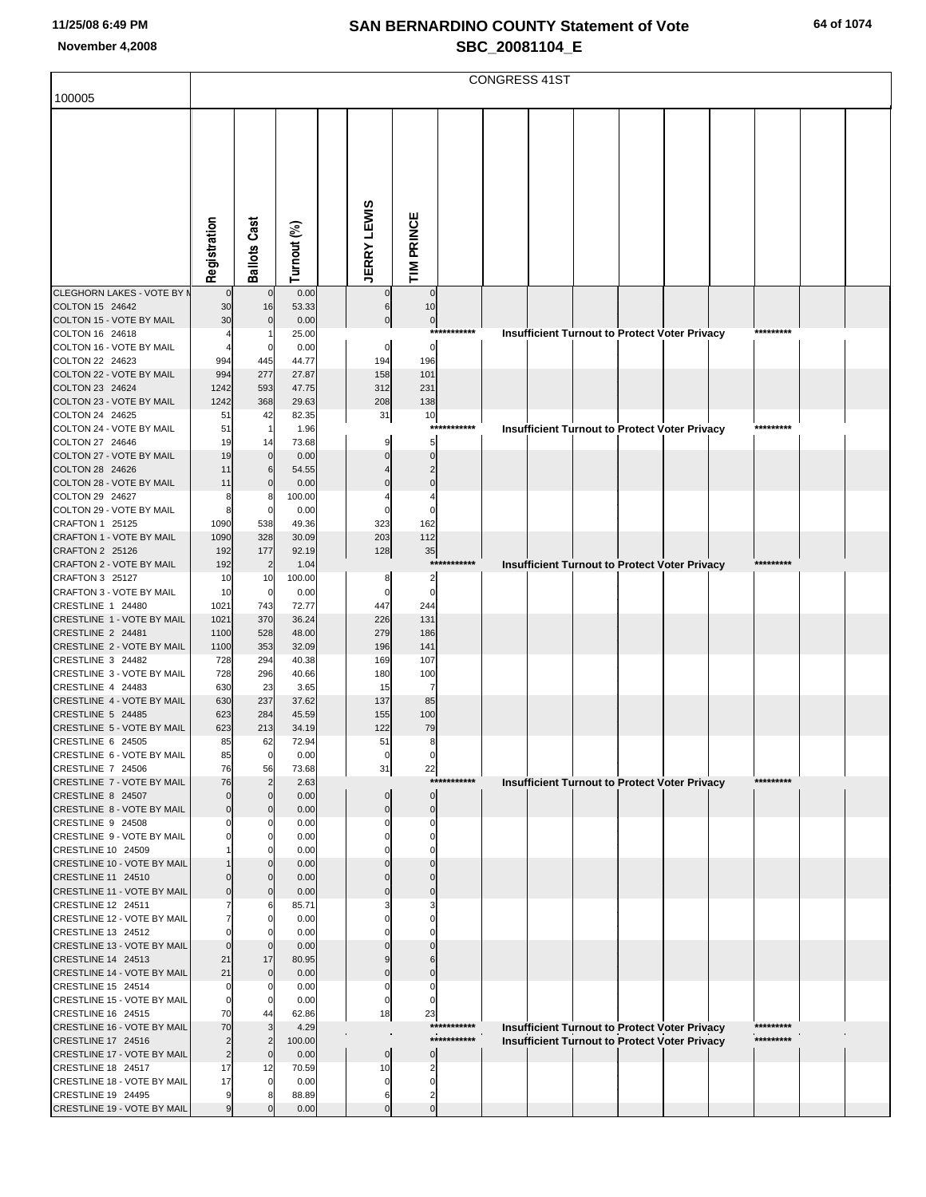# SAN BERNARDINO COUNTY Statement of Vote
## SBC_20081104_E

November 4,2008

CONGRESS 41ST

100005

| | Registration | Ballots Cast | Turnout (%) | | JERRY LEWIS | TIM PRINCE | | | | | | | | | | |
|---|---|---|---|---|---|---|---|---|---|---|---|---|---|---|---|---|
| CLEGHORN LAKES - VOTE BY M | 0 | 0 | 0.00 | | 0 | 0 | | | | | | | | | | |
| COLTON 15 24642 | 30 | 16 | 53.33 | | 6 | 10 | | | | | | | | | | |
| COLTON 15 - VOTE BY MAIL | 30 | 0 | 0.00 | | 0 | 0 | | | | | | | | | | |
| COLTON 16 24618 | 4 | 1 | 25.00 | | | *********** | Insufficient Turnout to Protect Voter Privacy | | | | | | | ********* | | |
| COLTON 16 - VOTE BY MAIL | 4 | 0 | 0.00 | | 0 | 0 | | | | | | | | | | |
| COLTON 22 24623 | 994 | 445 | 44.77 | | 194 | 196 | | | | | | | | | | |
| COLTON 22 - VOTE BY MAIL | 994 | 277 | 27.87 | | 158 | 101 | | | | | | | | | | |
| COLTON 23 24624 | 1242 | 593 | 47.75 | | 312 | 231 | | | | | | | | | | |
| COLTON 23 - VOTE BY MAIL | 1242 | 368 | 29.63 | | 208 | 138 | | | | | | | | | | |
| COLTON 24 24625 | 51 | 42 | 82.35 | | 31 | 10 | | | | | | | | | | |
| COLTON 24 - VOTE BY MAIL | 51 | 1 | 1.96 | | | *********** | Insufficient Turnout to Protect Voter Privacy | | | | | | | ********* | | |
| COLTON 27 24646 | 19 | 14 | 73.68 | | 9 | 5 | | | | | | | | | | |
| COLTON 27 - VOTE BY MAIL | 19 | 0 | 0.00 | | 0 | 0 | | | | | | | | | | |
| COLTON 28 24626 | 11 | 6 | 54.55 | | 4 | 2 | | | | | | | | | | |
| COLTON 28 - VOTE BY MAIL | 11 | 0 | 0.00 | | 0 | 0 | | | | | | | | | | |
| COLTON 29 24627 | 8 | 8 | 100.00 | | 4 | 4 | | | | | | | | | | |
| COLTON 29 - VOTE BY MAIL | 8 | 0 | 0.00 | | 0 | 0 | | | | | | | | | | |
| CRAFTON 1 25125 | 1090 | 538 | 49.36 | | 323 | 162 | | | | | | | | | | |
| CRAFTON 1 - VOTE BY MAIL | 1090 | 328 | 30.09 | | 203 | 112 | | | | | | | | | | |
| CRAFTON 2 25126 | 192 | 177 | 92.19 | | 128 | 35 | | | | | | | | | | |
| CRAFTON 2 - VOTE BY MAIL | 192 | 2 | 1.04 | | | *********** | Insufficient Turnout to Protect Voter Privacy | | | | | | | ********* | | |
| CRAFTON 3 25127 | 10 | 10 | 100.00 | | 8 | 2 | | | | | | | | | | |
| CRAFTON 3 - VOTE BY MAIL | 10 | 0 | 0.00 | | 0 | 0 | | | | | | | | | | |
| CRESTLINE 1 24480 | 1021 | 743 | 72.77 | | 447 | 244 | | | | | | | | | | |
| CRESTLINE 1 - VOTE BY MAIL | 1021 | 370 | 36.24 | | 226 | 131 | | | | | | | | | | |
| CRESTLINE 2 24481 | 1100 | 528 | 48.00 | | 279 | 186 | | | | | | | | | | |
| CRESTLINE 2 - VOTE BY MAIL | 1100 | 353 | 32.09 | | 196 | 141 | | | | | | | | | | |
| CRESTLINE 3 24482 | 728 | 294 | 40.38 | | 169 | 107 | | | | | | | | | | |
| CRESTLINE 3 - VOTE BY MAIL | 728 | 296 | 40.66 | | 180 | 100 | | | | | | | | | | |
| CRESTLINE 4 24483 | 630 | 23 | 3.65 | | 15 | 7 | | | | | | | | | | |
| CRESTLINE 4 - VOTE BY MAIL | 630 | 237 | 37.62 | | 137 | 85 | | | | | | | | | | |
| CRESTLINE 5 24485 | 623 | 284 | 45.59 | | 155 | 100 | | | | | | | | | | |
| CRESTLINE 5 - VOTE BY MAIL | 623 | 213 | 34.19 | | 122 | 79 | | | | | | | | | | |
| CRESTLINE 6 24505 | 85 | 62 | 72.94 | | 51 | 8 | | | | | | | | | | |
| CRESTLINE 6 - VOTE BY MAIL | 85 | 0 | 0.00 | | 0 | 0 | | | | | | | | | | |
| CRESTLINE 7 24506 | 76 | 56 | 73.68 | | 31 | 22 | | | | | | | | | | |
| CRESTLINE 7 - VOTE BY MAIL | 76 | 2 | 2.63 | | | *********** | Insufficient Turnout to Protect Voter Privacy | | | | | | | ********* | | |
| CRESTLINE 8 24507 | 0 | 0 | 0.00 | | 0 | 0 | | | | | | | | | | |
| CRESTLINE 8 - VOTE BY MAIL | 0 | 0 | 0.00 | | 0 | 0 | | | | | | | | | | |
| CRESTLINE 9 24508 | 0 | 0 | 0.00 | | 0 | 0 | | | | | | | | | | |
| CRESTLINE 9 - VOTE BY MAIL | 0 | 0 | 0.00 | | 0 | 0 | | | | | | | | | | |
| CRESTLINE 10 24509 | 1 | 0 | 0.00 | | 0 | 0 | | | | | | | | | | |
| CRESTLINE 10 - VOTE BY MAIL | 1 | 0 | 0.00 | | 0 | 0 | | | | | | | | | | |
| CRESTLINE 11 24510 | 0 | 0 | 0.00 | | 0 | 0 | | | | | | | | | | |
| CRESTLINE 11 - VOTE BY MAIL | 0 | 0 | 0.00 | | 0 | 0 | | | | | | | | | | |
| CRESTLINE 12 24511 | 7 | 6 | 85.71 | | 3 | 3 | | | | | | | | | | |
| CRESTLINE 12 - VOTE BY MAIL | 7 | 0 | 0.00 | | 0 | 0 | | | | | | | | | | |
| CRESTLINE 13 24512 | 0 | 0 | 0.00 | | 0 | 0 | | | | | | | | | | |
| CRESTLINE 13 - VOTE BY MAIL | 0 | 0 | 0.00 | | 0 | 0 | | | | | | | | | | |
| CRESTLINE 14 24513 | 21 | 17 | 80.95 | | 9 | 6 | | | | | | | | | | |
| CRESTLINE 14 - VOTE BY MAIL | 21 | 0 | 0.00 | | 0 | 0 | | | | | | | | | | |
| CRESTLINE 15 24514 | 0 | 0 | 0.00 | | 0 | 0 | | | | | | | | | | |
| CRESTLINE 15 - VOTE BY MAIL | 0 | 0 | 0.00 | | 0 | 0 | | | | | | | | | | |
| CRESTLINE 16 24515 | 70 | 44 | 62.86 | | 18 | 23 | | | | | | | | | | |
| CRESTLINE 16 - VOTE BY MAIL | 70 | 3 | 4.29 | | | *********** | Insufficient Turnout to Protect Voter Privacy | | | | | | | ********* | | |
| CRESTLINE 17 24516 | 2 | 2 | 100.00 | | | *********** | Insufficient Turnout to Protect Voter Privacy | | | | | | | ********* | | |
| CRESTLINE 17 - VOTE BY MAIL | 2 | 0 | 0.00 | | 0 | 0 | | | | | | | | | | |
| CRESTLINE 18 24517 | 17 | 12 | 70.59 | | 10 | 2 | | | | | | | | | | |
| CRESTLINE 18 - VOTE BY MAIL | 17 | 0 | 0.00 | | 0 | 0 | | | | | | | | | | |
| CRESTLINE 19 24495 | 9 | 8 | 88.89 | | 6 | 2 | | | | | | | | | | |
| CRESTLINE 19 - VOTE BY MAIL | 9 | 0 | 0.00 | | 0 | 0 | | | | | | | | | | |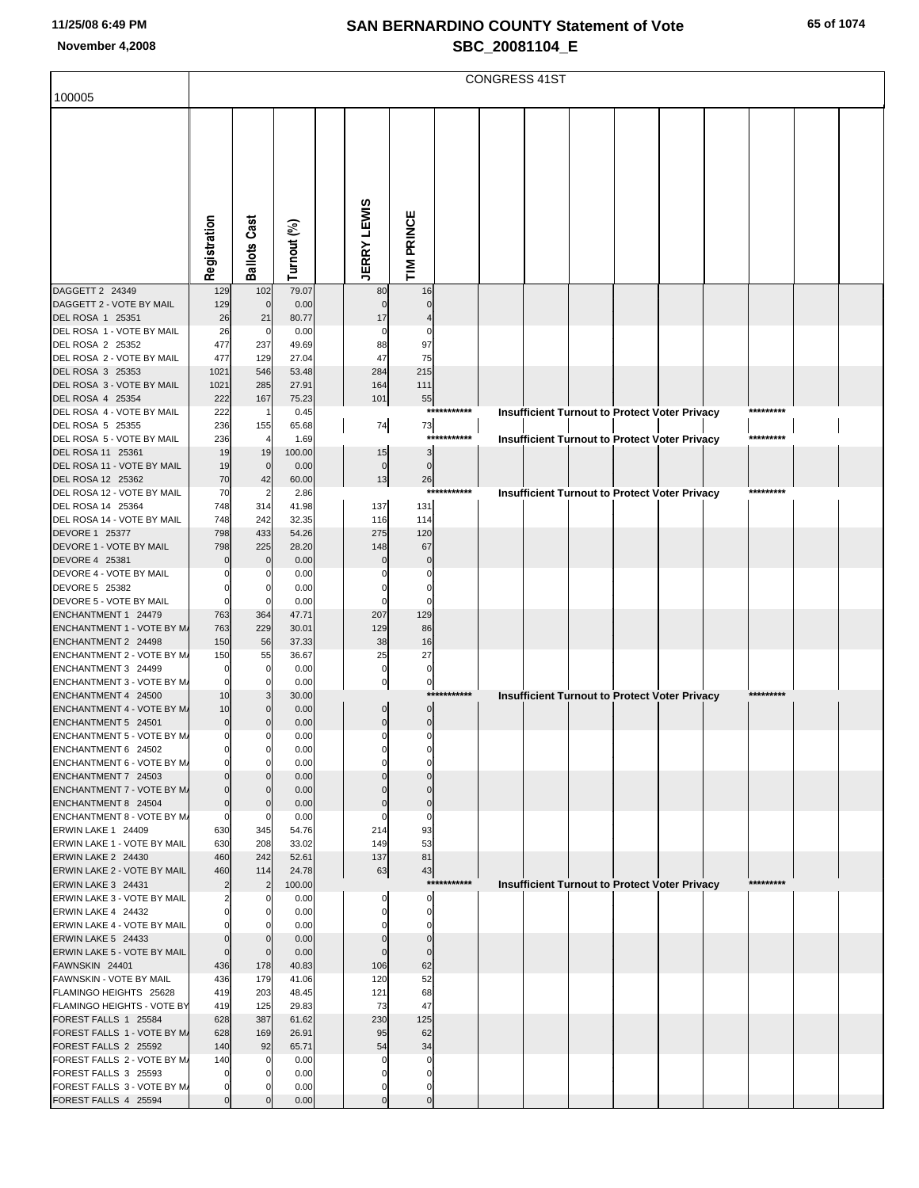# SAN BERNARDINO COUNTY Statement of Vote

## SBC_20081104_E

November 4,2008

100005

CONGRESS 41ST

| | Registration | Ballots Cast | Turnout (%) | | JERRY LEWIS | TIM PRINCE | | | | | | | | | | |
|---|---|---|---|---|---|---|---|---|---|---|---|---|---|---|---|---|
| DAGGETT 2 24349 | 129 | 102 | 79.07 | | 80 | 16 | | | | | | | | | | |
| DAGGETT 2 - VOTE BY MAIL | 129 | 0 | 0.00 | | 0 | 0 | | | | | | | | | | |
| DEL ROSA 1 25351 | 26 | 21 | 80.77 | | 17 | 4 | | | | | | | | | | |
| DEL ROSA 1 - VOTE BY MAIL | 26 | 0 | 0.00 | | 0 | 0 | | | | | | | | | | |
| DEL ROSA 2 25352 | 477 | 237 | 49.69 | | 88 | 97 | | | | | | | | | | |
| DEL ROSA 2 - VOTE BY MAIL | 477 | 129 | 27.04 | | 47 | 75 | | | | | | | | | | |
| DEL ROSA 3 25353 | 1021 | 546 | 53.48 | | 284 | 215 | | | | | | | | | | |
| DEL ROSA 3 - VOTE BY MAIL | 1021 | 285 | 27.91 | | 164 | 111 | | | | | | | | | | |
| DEL ROSA 4 25354 | 222 | 167 | 75.23 | | 101 | 55 | | | | | | | | | | |
| DEL ROSA 4 - VOTE BY MAIL | 222 | 1 | 0.45 | | | | *********** | | Insufficient Turnout to Protect Voter Privacy | | | | | ********* | | |
| DEL ROSA 5 25355 | 236 | 155 | 65.68 | | 74 | 73 | | | | | | | | | | |
| DEL ROSA 5 - VOTE BY MAIL | 236 | 4 | 1.69 | | | | *********** | | Insufficient Turnout to Protect Voter Privacy | | | | | ********* | | |
| DEL ROSA 11 25361 | 19 | 19 | 100.00 | | 15 | 3 | | | | | | | | | | |
| DEL ROSA 11 - VOTE BY MAIL | 19 | 0 | 0.00 | | 0 | 0 | | | | | | | | | | |
| DEL ROSA 12 25362 | 70 | 42 | 60.00 | | 13 | 26 | | | | | | | | | | |
| DEL ROSA 12 - VOTE BY MAIL | 70 | 2 | 2.86 | | | | *********** | | Insufficient Turnout to Protect Voter Privacy | | | | | ********* | | |
| DEL ROSA 14 25364 | 748 | 314 | 41.98 | | 137 | 131 | | | | | | | | | | |
| DEL ROSA 14 - VOTE BY MAIL | 748 | 242 | 32.35 | | 116 | 114 | | | | | | | | | | |
| DEVORE 1 25377 | 798 | 433 | 54.26 | | 275 | 120 | | | | | | | | | | |
| DEVORE 1 - VOTE BY MAIL | 798 | 225 | 28.20 | | 148 | 67 | | | | | | | | | | |
| DEVORE 4 25381 | 0 | 0 | 0.00 | | 0 | 0 | | | | | | | | | | |
| DEVORE 4 - VOTE BY MAIL | 0 | 0 | 0.00 | | 0 | 0 | | | | | | | | | | |
| DEVORE 5 25382 | 0 | 0 | 0.00 | | 0 | 0 | | | | | | | | | | |
| DEVORE 5 - VOTE BY MAIL | 0 | 0 | 0.00 | | 0 | 0 | | | | | | | | | | |
| ENCHANTMENT 1 24479 | 763 | 364 | 47.71 | | 207 | 129 | | | | | | | | | | |
| ENCHANTMENT 1 - VOTE BY MA | 763 | 229 | 30.01 | | 129 | 86 | | | | | | | | | | |
| ENCHANTMENT 2 24498 | 150 | 56 | 37.33 | | 38 | 16 | | | | | | | | | | |
| ENCHANTMENT 2 - VOTE BY MA | 150 | 55 | 36.67 | | 25 | 27 | | | | | | | | | | |
| ENCHANTMENT 3 24499 | 0 | 0 | 0.00 | | 0 | 0 | | | | | | | | | | |
| ENCHANTMENT 3 - VOTE BY MA | 0 | 0 | 0.00 | | 0 | 0 | | | | | | | | | | |
| ENCHANTMENT 4 24500 | 10 | 3 | 30.00 | | | | *********** | | Insufficient Turnout to Protect Voter Privacy | | | | | ********* | | |
| ENCHANTMENT 4 - VOTE BY MA | 10 | 0 | 0.00 | | 0 | 0 | | | | | | | | | | |
| ENCHANTMENT 5 24501 | 0 | 0 | 0.00 | | 0 | 0 | | | | | | | | | | |
| ENCHANTMENT 5 - VOTE BY MA | 0 | 0 | 0.00 | | 0 | 0 | | | | | | | | | | |
| ENCHANTMENT 6 24502 | 0 | 0 | 0.00 | | 0 | 0 | | | | | | | | | | |
| ENCHANTMENT 6 - VOTE BY MA | 0 | 0 | 0.00 | | 0 | 0 | | | | | | | | | | |
| ENCHANTMENT 7 24503 | 0 | 0 | 0.00 | | 0 | 0 | | | | | | | | | | |
| ENCHANTMENT 7 - VOTE BY MA | 0 | 0 | 0.00 | | 0 | 0 | | | | | | | | | | |
| ENCHANTMENT 8 24504 | 0 | 0 | 0.00 | | 0 | 0 | | | | | | | | | | |
| ENCHANTMENT 8 - VOTE BY MA | 0 | 0 | 0.00 | | 0 | 0 | | | | | | | | | | |
| ERWIN LAKE 1 24409 | 630 | 345 | 54.76 | | 214 | 93 | | | | | | | | | | |
| ERWIN LAKE 1 - VOTE BY MAIL | 630 | 208 | 33.02 | | 149 | 53 | | | | | | | | | | |
| ERWIN LAKE 2 24430 | 460 | 242 | 52.61 | | 137 | 81 | | | | | | | | | | |
| ERWIN LAKE 2 - VOTE BY MAIL | 460 | 114 | 24.78 | | 63 | 43 | | | | | | | | | | |
| ERWIN LAKE 3 24431 | 2 | 2 | 100.00 | | | | *********** | | Insufficient Turnout to Protect Voter Privacy | | | | | ********* | | |
| ERWIN LAKE 3 - VOTE BY MAIL | 2 | 0 | 0.00 | | 0 | 0 | | | | | | | | | | |
| ERWIN LAKE 4 24432 | 0 | 0 | 0.00 | | 0 | 0 | | | | | | | | | | |
| ERWIN LAKE 4 - VOTE BY MAIL | 0 | 0 | 0.00 | | 0 | 0 | | | | | | | | | | |
| ERWIN LAKE 5 24433 | 0 | 0 | 0.00 | | 0 | 0 | | | | | | | | | | |
| ERWIN LAKE 5 - VOTE BY MAIL | 0 | 0 | 0.00 | | 0 | 0 | | | | | | | | | | |
| FAWNSKIN 24401 | 436 | 178 | 40.83 | | 106 | 62 | | | | | | | | | | |
| FAWNSKIN - VOTE BY MAIL | 436 | 179 | 41.06 | | 120 | 52 | | | | | | | | | | |
| FLAMINGO HEIGHTS 25628 | 419 | 203 | 48.45 | | 121 | 68 | | | | | | | | | | |
| FLAMINGO HEIGHTS - VOTE BY | 419 | 125 | 29.83 | | 73 | 47 | | | | | | | | | | |
| FOREST FALLS 1 25584 | 628 | 387 | 61.62 | | 230 | 125 | | | | | | | | | | |
| FOREST FALLS 1 - VOTE BY MA | 628 | 169 | 26.91 | | 95 | 62 | | | | | | | | | | |
| FOREST FALLS 2 25592 | 140 | 92 | 65.71 | | 54 | 34 | | | | | | | | | | |
| FOREST FALLS 2 - VOTE BY MA | 140 | 0 | 0.00 | | 0 | 0 | | | | | | | | | | |
| FOREST FALLS 3 25593 | 0 | 0 | 0.00 | | 0 | 0 | | | | | | | | | | |
| FOREST FALLS 3 - VOTE BY MA | 0 | 0 | 0.00 | | 0 | 0 | | | | | | | | | | |
| FOREST FALLS 4 25594 | 0 | 0 | 0.00 | | 0 | 0 | | | | | | | | | | |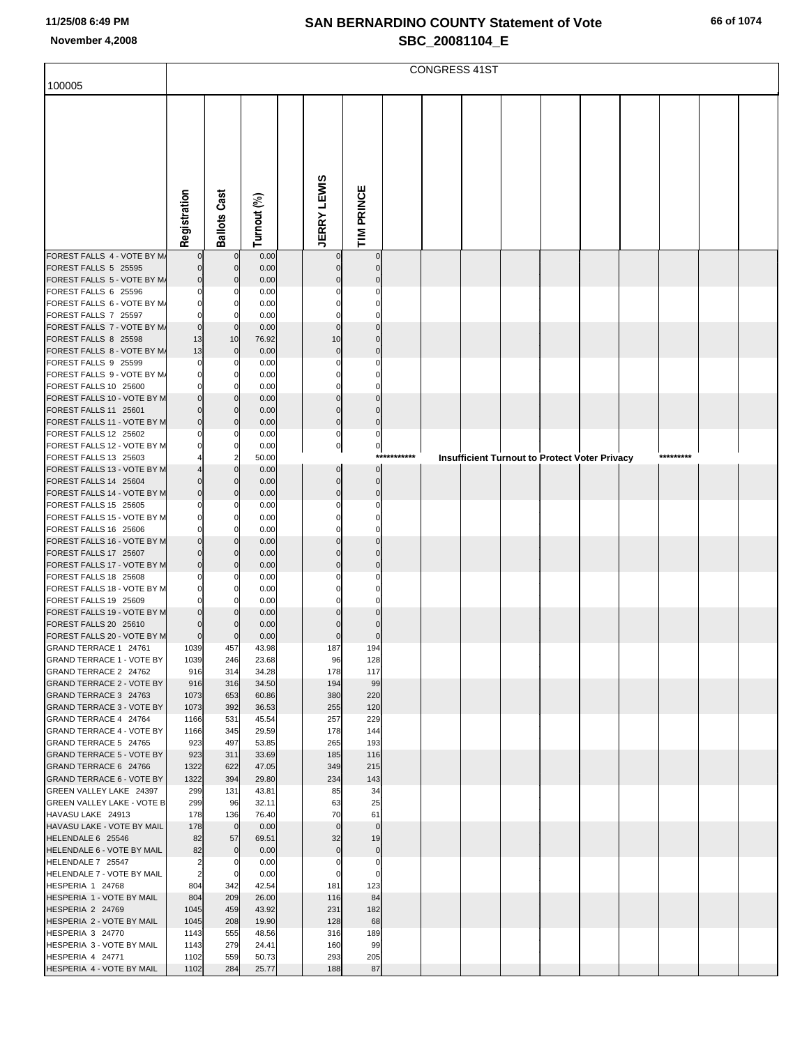# SAN BERNARDINO COUNTY Statement of Vote

## SBC_20081104_E

November 4,2008

100005

CONGRESS 41ST

| | Registration | Ballots Cast | Turnout (%) | | JERRY LEWIS | TIM PRINCE |
|---|---|---|---|---|---|---|
| FOREST FALLS 4 - VOTE BY MA | 0 | 0 | 0.00 | | 0 | 0 |
| FOREST FALLS 5 25595 | 0 | 0 | 0.00 | | 0 | 0 |
| FOREST FALLS 5 - VOTE BY MA | 0 | 0 | 0.00 | | 0 | 0 |
| FOREST FALLS 6 25596 | 0 | 0 | 0.00 | | 0 | 0 |
| FOREST FALLS 6 - VOTE BY MA | 0 | 0 | 0.00 | | 0 | 0 |
| FOREST FALLS 7 25597 | 0 | 0 | 0.00 | | 0 | 0 |
| FOREST FALLS 7 - VOTE BY MA | 0 | 0 | 0.00 | | 0 | 0 |
| FOREST FALLS 8 25598 | 13 | 10 | 76.92 | | 10 | 0 |
| FOREST FALLS 8 - VOTE BY MA | 13 | 0 | 0.00 | | 0 | 0 |
| FOREST FALLS 9 25599 | 0 | 0 | 0.00 | | 0 | 0 |
| FOREST FALLS 9 - VOTE BY MA | 0 | 0 | 0.00 | | 0 | 0 |
| FOREST FALLS 10 25600 | 0 | 0 | 0.00 | | 0 | 0 |
| FOREST FALLS 10 - VOTE BY M | 0 | 0 | 0.00 | | 0 | 0 |
| FOREST FALLS 11 25601 | 0 | 0 | 0.00 | | 0 | 0 |
| FOREST FALLS 11 - VOTE BY M | 0 | 0 | 0.00 | | 0 | 0 |
| FOREST FALLS 12 25602 | 0 | 0 | 0.00 | | 0 | 0 |
| FOREST FALLS 12 - VOTE BY M | 0 | 0 | 0.00 | | 0 | 0 |
| FOREST FALLS 13 25603 | 4 | 2 | 50.00 | | *********** Insufficient Turnout to Protect Voter Privacy ********* | |
| FOREST FALLS 13 - VOTE BY M | 4 | 0 | 0.00 | | 0 | 0 |
| FOREST FALLS 14 25604 | 0 | 0 | 0.00 | | 0 | 0 |
| FOREST FALLS 14 - VOTE BY M | 0 | 0 | 0.00 | | 0 | 0 |
| FOREST FALLS 15 25605 | 0 | 0 | 0.00 | | 0 | 0 |
| FOREST FALLS 15 - VOTE BY M | 0 | 0 | 0.00 | | 0 | 0 |
| FOREST FALLS 16 25606 | 0 | 0 | 0.00 | | 0 | 0 |
| FOREST FALLS 16 - VOTE BY M | 0 | 0 | 0.00 | | 0 | 0 |
| FOREST FALLS 17 25607 | 0 | 0 | 0.00 | | 0 | 0 |
| FOREST FALLS 17 - VOTE BY M | 0 | 0 | 0.00 | | 0 | 0 |
| FOREST FALLS 18 25608 | 0 | 0 | 0.00 | | 0 | 0 |
| FOREST FALLS 18 - VOTE BY M | 0 | 0 | 0.00 | | 0 | 0 |
| FOREST FALLS 19 25609 | 0 | 0 | 0.00 | | 0 | 0 |
| FOREST FALLS 19 - VOTE BY M | 0 | 0 | 0.00 | | 0 | 0 |
| FOREST FALLS 20 25610 | 0 | 0 | 0.00 | | 0 | 0 |
| FOREST FALLS 20 - VOTE BY M | 0 | 0 | 0.00 | | 0 | 0 |
| GRAND TERRACE 1 24761 | 1039 | 457 | 43.98 | | 187 | 194 |
| GRAND TERRACE 1 - VOTE BY | 1039 | 246 | 23.68 | | 96 | 128 |
| GRAND TERRACE 2 24762 | 916 | 314 | 34.28 | | 178 | 117 |
| GRAND TERRACE 2 - VOTE BY | 916 | 316 | 34.50 | | 194 | 99 |
| GRAND TERRACE 3 24763 | 1073 | 653 | 60.86 | | 380 | 220 |
| GRAND TERRACE 3 - VOTE BY | 1073 | 392 | 36.53 | | 255 | 120 |
| GRAND TERRACE 4 24764 | 1166 | 531 | 45.54 | | 257 | 229 |
| GRAND TERRACE 4 - VOTE BY | 1166 | 345 | 29.59 | | 178 | 144 |
| GRAND TERRACE 5 24765 | 923 | 497 | 53.85 | | 265 | 193 |
| GRAND TERRACE 5 - VOTE BY | 923 | 311 | 33.69 | | 185 | 116 |
| GRAND TERRACE 6 24766 | 1322 | 622 | 47.05 | | 349 | 215 |
| GRAND TERRACE 6 - VOTE BY | 1322 | 394 | 29.80 | | 234 | 143 |
| GREEN VALLEY LAKE 24397 | 299 | 131 | 43.81 | | 85 | 34 |
| GREEN VALLEY LAKE - VOTE B | 299 | 96 | 32.11 | | 63 | 25 |
| HAVASU LAKE 24913 | 178 | 136 | 76.40 | | 70 | 61 |
| HAVASU LAKE - VOTE BY MAIL | 178 | 0 | 0.00 | | 0 | 0 |
| HELENDALE 6 25546 | 82 | 57 | 69.51 | | 32 | 19 |
| HELENDALE 6 - VOTE BY MAIL | 82 | 0 | 0.00 | | 0 | 0 |
| HELENDALE 7 25547 | 2 | 0 | 0.00 | | 0 | 0 |
| HELENDALE 7 - VOTE BY MAIL | 2 | 0 | 0.00 | | 0 | 0 |
| HESPERIA 1 24768 | 804 | 342 | 42.54 | | 181 | 123 |
| HESPERIA 1 - VOTE BY MAIL | 804 | 209 | 26.00 | | 116 | 84 |
| HESPERIA 2 24769 | 1045 | 459 | 43.92 | | 231 | 182 |
| HESPERIA 2 - VOTE BY MAIL | 1045 | 208 | 19.90 | | 128 | 68 |
| HESPERIA 3 24770 | 1143 | 555 | 48.56 | | 316 | 189 |
| HESPERIA 3 - VOTE BY MAIL | 1143 | 279 | 24.41 | | 160 | 99 |
| HESPERIA 4 24771 | 1102 | 559 | 50.73 | | 293 | 205 |
| HESPERIA 4 - VOTE BY MAIL | 1102 | 284 | 25.77 | | 188 | 87 |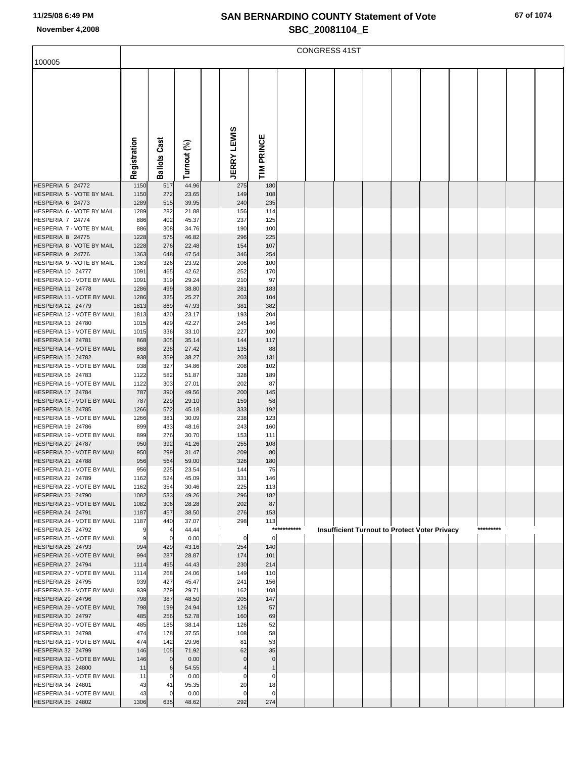# SAN BERNARDINO COUNTY Statement of Vote

## SBC_20081104_E

November 4,2008

CONGRESS 41ST

| 100005 | Registration | Ballots Cast | Turnout (%) | | JERRY LEWIS | TIM PRINCE |
|---|---|---|---|---|---|---|
| HESPERIA 5 24772 | 1150 | 517 | 44.96 | | 275 | 180 |
| HESPERIA 5 - VOTE BY MAIL | 1150 | 272 | 23.65 | | 149 | 108 |
| HESPERIA 6 24773 | 1289 | 515 | 39.95 | | 240 | 235 |
| HESPERIA 6 - VOTE BY MAIL | 1289 | 282 | 21.88 | | 156 | 114 |
| HESPERIA 7 24774 | 886 | 402 | 45.37 | | 237 | 125 |
| HESPERIA 7 - VOTE BY MAIL | 886 | 308 | 34.76 | | 190 | 100 |
| HESPERIA 8 24775 | 1228 | 575 | 46.82 | | 296 | 225 |
| HESPERIA 8 - VOTE BY MAIL | 1228 | 276 | 22.48 | | 154 | 107 |
| HESPERIA 9 24776 | 1363 | 648 | 47.54 | | 346 | 254 |
| HESPERIA 9 - VOTE BY MAIL | 1363 | 326 | 23.92 | | 206 | 100 |
| HESPERIA 10 24777 | 1091 | 465 | 42.62 | | 252 | 170 |
| HESPERIA 10 - VOTE BY MAIL | 1091 | 319 | 29.24 | | 210 | 97 |
| HESPERIA 11 24778 | 1286 | 499 | 38.80 | | 281 | 183 |
| HESPERIA 11 - VOTE BY MAIL | 1286 | 325 | 25.27 | | 203 | 104 |
| HESPERIA 12 24779 | 1813 | 869 | 47.93 | | 381 | 382 |
| HESPERIA 12 - VOTE BY MAIL | 1813 | 420 | 23.17 | | 193 | 204 |
| HESPERIA 13 24780 | 1015 | 429 | 42.27 | | 245 | 146 |
| HESPERIA 13 - VOTE BY MAIL | 1015 | 336 | 33.10 | | 227 | 100 |
| HESPERIA 14 24781 | 868 | 305 | 35.14 | | 144 | 117 |
| HESPERIA 14 - VOTE BY MAIL | 868 | 238 | 27.42 | | 135 | 88 |
| HESPERIA 15 24782 | 938 | 359 | 38.27 | | 203 | 131 |
| HESPERIA 15 - VOTE BY MAIL | 938 | 327 | 34.86 | | 208 | 102 |
| HESPERIA 16 24783 | 1122 | 582 | 51.87 | | 328 | 189 |
| HESPERIA 16 - VOTE BY MAIL | 1122 | 303 | 27.01 | | 202 | 87 |
| HESPERIA 17 24784 | 787 | 390 | 49.56 | | 200 | 145 |
| HESPERIA 17 - VOTE BY MAIL | 787 | 229 | 29.10 | | 159 | 58 |
| HESPERIA 18 24785 | 1266 | 572 | 45.18 | | 333 | 192 |
| HESPERIA 18 - VOTE BY MAIL | 1266 | 381 | 30.09 | | 238 | 123 |
| HESPERIA 19 24786 | 899 | 433 | 48.16 | | 243 | 160 |
| HESPERIA 19 - VOTE BY MAIL | 899 | 276 | 30.70 | | 153 | 111 |
| HESPERIA 20 24787 | 950 | 392 | 41.26 | | 255 | 108 |
| HESPERIA 20 - VOTE BY MAIL | 950 | 299 | 31.47 | | 209 | 80 |
| HESPERIA 21 24788 | 956 | 564 | 59.00 | | 326 | 180 |
| HESPERIA 21 - VOTE BY MAIL | 956 | 225 | 23.54 | | 144 | 75 |
| HESPERIA 22 24789 | 1162 | 524 | 45.09 | | 331 | 146 |
| HESPERIA 22 - VOTE BY MAIL | 1162 | 354 | 30.46 | | 225 | 113 |
| HESPERIA 23 24790 | 1082 | 533 | 49.26 | | 296 | 182 |
| HESPERIA 23 - VOTE BY MAIL | 1082 | 306 | 28.28 | | 202 | 87 |
| HESPERIA 24 24791 | 1187 | 457 | 38.50 | | 276 | 153 |
| HESPERIA 24 - VOTE BY MAIL | 1187 | 440 | 37.07 | | 298 | 113 |
| HESPERIA 25 24792 | 9 | 4 | 44.44 | | *********** Insufficient Turnout to Protect Voter Privacy ********* | |
| HESPERIA 25 - VOTE BY MAIL | 9 | 0 | 0.00 | | 0 | 0 |
| HESPERIA 26 24793 | 994 | 429 | 43.16 | | 254 | 140 |
| HESPERIA 26 - VOTE BY MAIL | 994 | 287 | 28.87 | | 174 | 101 |
| HESPERIA 27 24794 | 1114 | 495 | 44.43 | | 230 | 214 |
| HESPERIA 27 - VOTE BY MAIL | 1114 | 268 | 24.06 | | 149 | 110 |
| HESPERIA 28 24795 | 939 | 427 | 45.47 | | 241 | 156 |
| HESPERIA 28 - VOTE BY MAIL | 939 | 279 | 29.71 | | 162 | 108 |
| HESPERIA 29 24796 | 798 | 387 | 48.50 | | 205 | 147 |
| HESPERIA 29 - VOTE BY MAIL | 798 | 199 | 24.94 | | 126 | 57 |
| HESPERIA 30 24797 | 485 | 256 | 52.78 | | 160 | 69 |
| HESPERIA 30 - VOTE BY MAIL | 485 | 185 | 38.14 | | 126 | 52 |
| HESPERIA 31 24798 | 474 | 178 | 37.55 | | 108 | 58 |
| HESPERIA 31 - VOTE BY MAIL | 474 | 142 | 29.96 | | 81 | 53 |
| HESPERIA 32 24799 | 146 | 105 | 71.92 | | 62 | 35 |
| HESPERIA 32 - VOTE BY MAIL | 146 | 0 | 0.00 | | 0 | 0 |
| HESPERIA 33 24800 | 11 | 6 | 54.55 | | 4 | 1 |
| HESPERIA 33 - VOTE BY MAIL | 11 | 0 | 0.00 | | 0 | 0 |
| HESPERIA 34 24801 | 43 | 41 | 95.35 | | 20 | 18 |
| HESPERIA 34 - VOTE BY MAIL | 43 | 0 | 0.00 | | 0 | 0 |
| HESPERIA 35 24802 | 1306 | 635 | 48.62 | | 292 | 274 |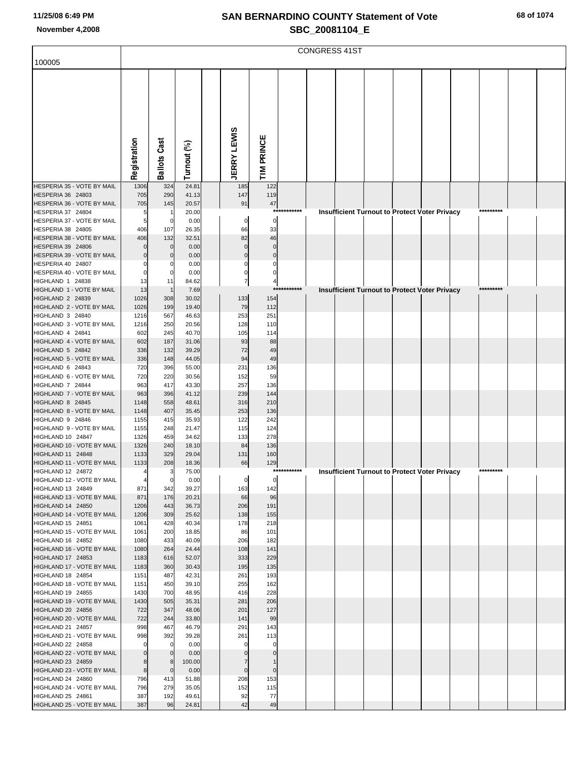# SAN BERNARDINO COUNTY Statement of Vote
## SBC_20081104_E

November 4,2008

CONGRESS 41ST

100005

| | Registration | Ballots Cast | Turnout (%) | | JERRY LEWIS | TIM PRINCE | | | | | | | | | | |
|---|---|---|---|---|---|---|---|---|---|---|---|---|---|---|---|---|
| HESPERIA 35 - VOTE BY MAIL | 1306 | 324 | 24.81 | | 185 | 122 | | | | | | | | | | |
| HESPERIA 36 24803 | 705 | 290 | 41.13 | | 147 | 119 | | | | | | | | | | |
| HESPERIA 36 - VOTE BY MAIL | 705 | 145 | 20.57 | | 91 | 47 | | | | | | | | | | |
| HESPERIA 37 24804 | 5 | 1 | 20.00 | | | | *********** | Insufficient Turnout to Protect Voter Privacy | | | | | | ********* | | |
| HESPERIA 37 - VOTE BY MAIL | 5 | 0 | 0.00 | | 0 | 0 | | | | | | | | | | |
| HESPERIA 38 24805 | 406 | 107 | 26.35 | | 66 | 33 | | | | | | | | | | |
| HESPERIA 38 - VOTE BY MAIL | 406 | 132 | 32.51 | | 82 | 46 | | | | | | | | | | |
| HESPERIA 39 24806 | 0 | 0 | 0.00 | | 0 | 0 | | | | | | | | | | |
| HESPERIA 39 - VOTE BY MAIL | 0 | 0 | 0.00 | | 0 | 0 | | | | | | | | | | |
| HESPERIA 40 24807 | 0 | 0 | 0.00 | | 0 | 0 | | | | | | | | | | |
| HESPERIA 40 - VOTE BY MAIL | 0 | 0 | 0.00 | | 0 | 0 | | | | | | | | | | |
| HIGHLAND 1 24838 | 13 | 11 | 84.62 | | 7 | 4 | | | | | | | | | | |
| HIGHLAND 1 - VOTE BY MAIL | 13 | 1 | 7.69 | | | | *********** | Insufficient Turnout to Protect Voter Privacy | | | | | | ********* | | |
| HIGHLAND 2 24839 | 1026 | 308 | 30.02 | | 133 | 154 | | | | | | | | | | |
| HIGHLAND 2 - VOTE BY MAIL | 1026 | 199 | 19.40 | | 79 | 112 | | | | | | | | | | |
| HIGHLAND 3 24840 | 1216 | 567 | 46.63 | | 253 | 251 | | | | | | | | | | |
| HIGHLAND 3 - VOTE BY MAIL | 1216 | 250 | 20.56 | | 128 | 110 | | | | | | | | | | |
| HIGHLAND 4 24841 | 602 | 245 | 40.70 | | 105 | 114 | | | | | | | | | | |
| HIGHLAND 4 - VOTE BY MAIL | 602 | 187 | 31.06 | | 93 | 88 | | | | | | | | | | |
| HIGHLAND 5 24842 | 336 | 132 | 39.29 | | 72 | 49 | | | | | | | | | | |
| HIGHLAND 5 - VOTE BY MAIL | 336 | 148 | 44.05 | | 94 | 49 | | | | | | | | | | |
| HIGHLAND 6 24843 | 720 | 396 | 55.00 | | 231 | 136 | | | | | | | | | | |
| HIGHLAND 6 - VOTE BY MAIL | 720 | 220 | 30.56 | | 152 | 59 | | | | | | | | | | |
| HIGHLAND 7 24844 | 963 | 417 | 43.30 | | 257 | 136 | | | | | | | | | | |
| HIGHLAND 7 - VOTE BY MAIL | 963 | 396 | 41.12 | | 239 | 144 | | | | | | | | | | |
| HIGHLAND 8 24845 | 1148 | 558 | 48.61 | | 316 | 210 | | | | | | | | | | |
| HIGHLAND 8 - VOTE BY MAIL | 1148 | 407 | 35.45 | | 253 | 136 | | | | | | | | | | |
| HIGHLAND 9 24846 | 1155 | 415 | 35.93 | | 122 | 242 | | | | | | | | | | |
| HIGHLAND 9 - VOTE BY MAIL | 1155 | 248 | 21.47 | | 115 | 124 | | | | | | | | | | |
| HIGHLAND 10 24847 | 1326 | 459 | 34.62 | | 133 | 278 | | | | | | | | | | |
| HIGHLAND 10 - VOTE BY MAIL | 1326 | 240 | 18.10 | | 84 | 136 | | | | | | | | | | |
| HIGHLAND 11 24848 | 1133 | 329 | 29.04 | | 131 | 160 | | | | | | | | | | |
| HIGHLAND 11 - VOTE BY MAIL | 1133 | 208 | 18.36 | | 66 | 129 | | | | | | | | | | |
| HIGHLAND 12 24872 | 4 | 3 | 75.00 | | | | *********** | Insufficient Turnout to Protect Voter Privacy | | | | | | ********* | | |
| HIGHLAND 12 - VOTE BY MAIL | 4 | 0 | 0.00 | | 0 | 0 | | | | | | | | | | |
| HIGHLAND 13 24849 | 871 | 342 | 39.27 | | 163 | 142 | | | | | | | | | | |
| HIGHLAND 13 - VOTE BY MAIL | 871 | 176 | 20.21 | | 66 | 96 | | | | | | | | | | |
| HIGHLAND 14 24850 | 1206 | 443 | 36.73 | | 206 | 191 | | | | | | | | | | |
| HIGHLAND 14 - VOTE BY MAIL | 1206 | 309 | 25.62 | | 138 | 155 | | | | | | | | | | |
| HIGHLAND 15 24851 | 1061 | 428 | 40.34 | | 178 | 218 | | | | | | | | | | |
| HIGHLAND 15 - VOTE BY MAIL | 1061 | 200 | 18.85 | | 86 | 101 | | | | | | | | | | |
| HIGHLAND 16 24852 | 1080 | 433 | 40.09 | | 206 | 182 | | | | | | | | | | |
| HIGHLAND 16 - VOTE BY MAIL | 1080 | 264 | 24.44 | | 108 | 141 | | | | | | | | | | |
| HIGHLAND 17 24853 | 1183 | 616 | 52.07 | | 333 | 229 | | | | | | | | | | |
| HIGHLAND 17 - VOTE BY MAIL | 1183 | 360 | 30.43 | | 195 | 135 | | | | | | | | | | |
| HIGHLAND 18 24854 | 1151 | 487 | 42.31 | | 261 | 193 | | | | | | | | | | |
| HIGHLAND 18 - VOTE BY MAIL | 1151 | 450 | 39.10 | | 255 | 162 | | | | | | | | | | |
| HIGHLAND 19 24855 | 1430 | 700 | 48.95 | | 416 | 228 | | | | | | | | | | |
| HIGHLAND 19 - VOTE BY MAIL | 1430 | 505 | 35.31 | | 281 | 206 | | | | | | | | | | |
| HIGHLAND 20 24856 | 722 | 347 | 48.06 | | 201 | 127 | | | | | | | | | | |
| HIGHLAND 20 - VOTE BY MAIL | 722 | 244 | 33.80 | | 141 | 99 | | | | | | | | | | |
| HIGHLAND 21 24857 | 998 | 467 | 46.79 | | 291 | 143 | | | | | | | | | | |
| HIGHLAND 21 - VOTE BY MAIL | 998 | 392 | 39.28 | | 261 | 113 | | | | | | | | | | |
| HIGHLAND 22 24858 | 0 | 0 | 0.00 | | 0 | 0 | | | | | | | | | | |
| HIGHLAND 22 - VOTE BY MAIL | 0 | 0 | 0.00 | | 0 | 0 | | | | | | | | | | |
| HIGHLAND 23 24859 | 8 | 8 | 100.00 | | 7 | 1 | | | | | | | | | | |
| HIGHLAND 23 - VOTE BY MAIL | 8 | 0 | 0.00 | | 0 | 0 | | | | | | | | | | |
| HIGHLAND 24 24860 | 796 | 413 | 51.88 | | 208 | 153 | | | | | | | | | | |
| HIGHLAND 24 - VOTE BY MAIL | 796 | 279 | 35.05 | | 152 | 115 | | | | | | | | | | |
| HIGHLAND 25 24861 | 387 | 192 | 49.61 | | 92 | 77 | | | | | | | | | | |
| HIGHLAND 25 - VOTE BY MAIL | 387 | 96 | 24.81 | | 42 | 49 | | | | | | | | | | |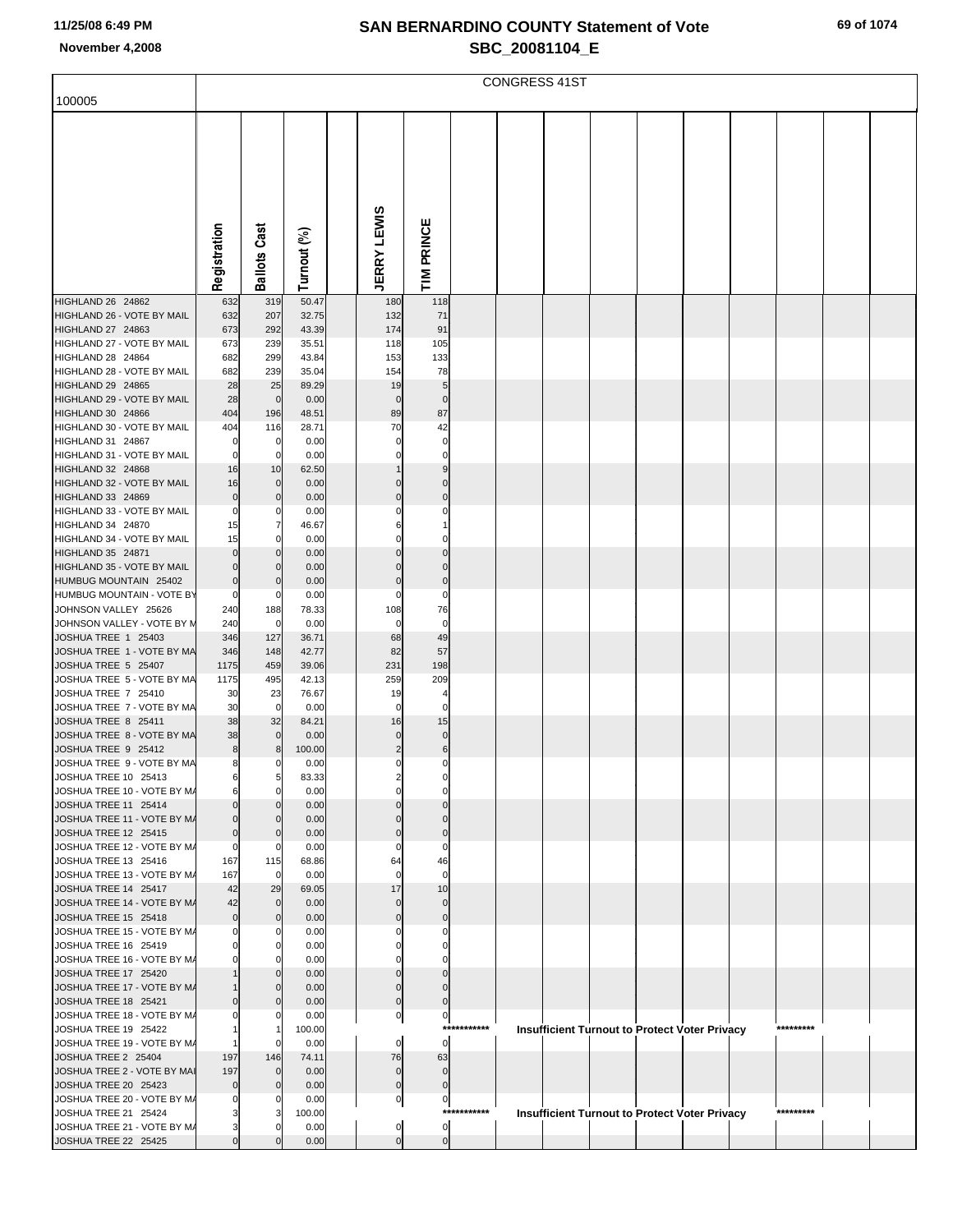# SAN BERNARDINO COUNTY Statement of Vote
## SBC_20081104_E

November 4,2008

100005

CONGRESS 41ST

| | Registration | Ballots Cast | Turnout (%) | | JERRY LEWIS | TIM PRINCE |
|---|---|---|---|---|---|---|
| HIGHLAND 26 24862 | 632 | 319 | 50.47 | | 180 | 118 |
| HIGHLAND 26 - VOTE BY MAIL | 632 | 207 | 32.75 | | 132 | 71 |
| HIGHLAND 27 24863 | 673 | 292 | 43.39 | | 174 | 91 |
| HIGHLAND 27 - VOTE BY MAIL | 673 | 239 | 35.51 | | 118 | 105 |
| HIGHLAND 28 24864 | 682 | 299 | 43.84 | | 153 | 133 |
| HIGHLAND 28 - VOTE BY MAIL | 682 | 239 | 35.04 | | 154 | 78 |
| HIGHLAND 29 24865 | 28 | 25 | 89.29 | | 19 | 5 |
| HIGHLAND 29 - VOTE BY MAIL | 28 | 0 | 0.00 | | 0 | 0 |
| HIGHLAND 30 24866 | 404 | 196 | 48.51 | | 89 | 87 |
| HIGHLAND 30 - VOTE BY MAIL | 404 | 116 | 28.71 | | 70 | 42 |
| HIGHLAND 31 24867 | 0 | 0 | 0.00 | | 0 | 0 |
| HIGHLAND 31 - VOTE BY MAIL | 0 | 0 | 0.00 | | 0 | 0 |
| HIGHLAND 32 24868 | 16 | 10 | 62.50 | | 1 | 9 |
| HIGHLAND 32 - VOTE BY MAIL | 16 | 0 | 0.00 | | 0 | 0 |
| HIGHLAND 33 24869 | 0 | 0 | 0.00 | | 0 | 0 |
| HIGHLAND 33 - VOTE BY MAIL | 0 | 0 | 0.00 | | 0 | 0 |
| HIGHLAND 34 24870 | 15 | 7 | 46.67 | | 6 | 1 |
| HIGHLAND 34 - VOTE BY MAIL | 15 | 0 | 0.00 | | 0 | 0 |
| HIGHLAND 35 24871 | 0 | 0 | 0.00 | | 0 | 0 |
| HIGHLAND 35 - VOTE BY MAIL | 0 | 0 | 0.00 | | 0 | 0 |
| HUMBUG MOUNTAIN 25402 | 0 | 0 | 0.00 | | 0 | 0 |
| HUMBUG MOUNTAIN - VOTE BY | 0 | 0 | 0.00 | | 0 | 0 |
| JOHNSON VALLEY 25626 | 240 | 188 | 78.33 | | 108 | 76 |
| JOHNSON VALLEY - VOTE BY M | 240 | 0 | 0.00 | | 0 | 0 |
| JOSHUA TREE 1 25403 | 346 | 127 | 36.71 | | 68 | 49 |
| JOSHUA TREE 1 - VOTE BY MA | 346 | 148 | 42.77 | | 82 | 57 |
| JOSHUA TREE 5 25407 | 1175 | 459 | 39.06 | | 231 | 198 |
| JOSHUA TREE 5 - VOTE BY MA | 1175 | 495 | 42.13 | | 259 | 209 |
| JOSHUA TREE 7 25410 | 30 | 23 | 76.67 | | 19 | 4 |
| JOSHUA TREE 7 - VOTE BY MA | 30 | 0 | 0.00 | | 0 | 0 |
| JOSHUA TREE 8 25411 | 38 | 32 | 84.21 | | 16 | 15 |
| JOSHUA TREE 8 - VOTE BY MA | 38 | 0 | 0.00 | | 0 | 0 |
| JOSHUA TREE 9 25412 | 8 | 8 | 100.00 | | 2 | 6 |
| JOSHUA TREE 9 - VOTE BY MA | 8 | 0 | 0.00 | | 0 | 0 |
| JOSHUA TREE 10 25413 | 6 | 5 | 83.33 | | 2 | 0 |
| JOSHUA TREE 10 - VOTE BY MA | 6 | 0 | 0.00 | | 0 | 0 |
| JOSHUA TREE 11 25414 | 0 | 0 | 0.00 | | 0 | 0 |
| JOSHUA TREE 11 - VOTE BY MA | 0 | 0 | 0.00 | | 0 | 0 |
| JOSHUA TREE 12 25415 | 0 | 0 | 0.00 | | 0 | 0 |
| JOSHUA TREE 12 - VOTE BY MA | 0 | 0 | 0.00 | | 0 | 0 |
| JOSHUA TREE 13 25416 | 167 | 115 | 68.86 | | 64 | 46 |
| JOSHUA TREE 13 - VOTE BY MA | 167 | 0 | 0.00 | | 0 | 0 |
| JOSHUA TREE 14 25417 | 42 | 29 | 69.05 | | 17 | 10 |
| JOSHUA TREE 14 - VOTE BY MA | 42 | 0 | 0.00 | | 0 | 0 |
| JOSHUA TREE 15 25418 | 0 | 0 | 0.00 | | 0 | 0 |
| JOSHUA TREE 15 - VOTE BY MA | 0 | 0 | 0.00 | | 0 | 0 |
| JOSHUA TREE 16 25419 | 0 | 0 | 0.00 | | 0 | 0 |
| JOSHUA TREE 16 - VOTE BY MA | 0 | 0 | 0.00 | | 0 | 0 |
| JOSHUA TREE 17 25420 | 1 | 0 | 0.00 | | 0 | 0 |
| JOSHUA TREE 17 - VOTE BY MA | 1 | 0 | 0.00 | | 0 | 0 |
| JOSHUA TREE 18 25421 | 0 | 0 | 0.00 | | 0 | 0 |
| JOSHUA TREE 18 - VOTE BY MA | 0 | 0 | 0.00 | | 0 | 0 |
| JOSHUA TREE 19 25422 | 1 | 1 | 100.00 | | *********** Insufficient Turnout to Protect Voter Privacy ********* | |
| JOSHUA TREE 19 - VOTE BY MA | 1 | 0 | 0.00 | | 0 | 0 |
| JOSHUA TREE 2 25404 | 197 | 146 | 74.11 | | 76 | 63 |
| JOSHUA TREE 2 - VOTE BY MAI | 197 | 0 | 0.00 | | 0 | 0 |
| JOSHUA TREE 20 25423 | 0 | 0 | 0.00 | | 0 | 0 |
| JOSHUA TREE 20 - VOTE BY MA | 0 | 0 | 0.00 | | 0 | 0 |
| JOSHUA TREE 21 25424 | 3 | 3 | 100.00 | | *********** Insufficient Turnout to Protect Voter Privacy ********* | |
| JOSHUA TREE 21 - VOTE BY MA | 3 | 0 | 0.00 | | 0 | 0 |
| JOSHUA TREE 22 25425 | 0 | 0 | 0.00 | | 0 | 0 |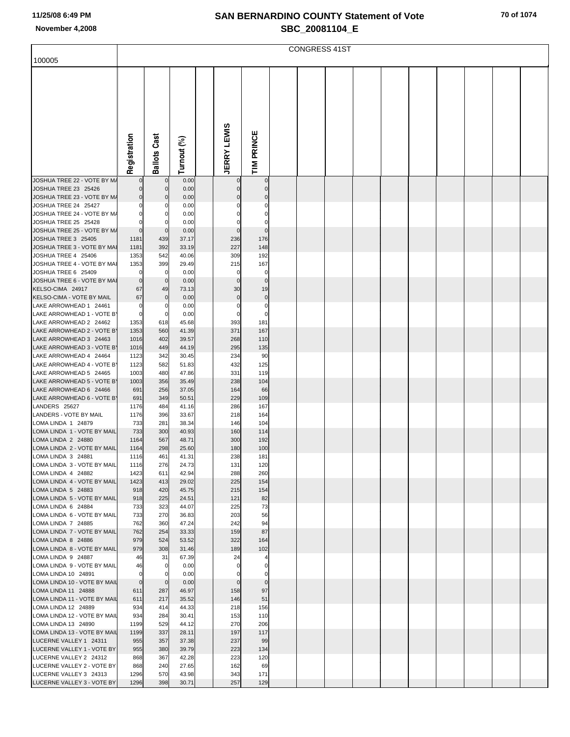# SAN BERNARDINO COUNTY Statement of Vote

## SBC_20081104_E

November 4,2008

| 100005 | CONGRESS 41ST | | | | | |
|---|---|---|---|---|---|---|
| | Registration | Ballots Cast | Turnout (%) | | JERRY LEWIS | TIM PRINCE |
| JOSHUA TREE 22 - VOTE BY MA | 0 | 0 | 0.00 | | 0 | 0 |
| JOSHUA TREE 23 25426 | 0 | 0 | 0.00 | | 0 | 0 |
| JOSHUA TREE 23 - VOTE BY MA | 0 | 0 | 0.00 | | 0 | 0 |
| JOSHUA TREE 24 25427 | 0 | 0 | 0.00 | | 0 | 0 |
| JOSHUA TREE 24 - VOTE BY MA | 0 | 0 | 0.00 | | 0 | 0 |
| JOSHUA TREE 25 25428 | 0 | 0 | 0.00 | | 0 | 0 |
| JOSHUA TREE 25 - VOTE BY MA | 0 | 0 | 0.00 | | 0 | 0 |
| JOSHUA TREE 3 25405 | 1181 | 439 | 37.17 | | 236 | 176 |
| JOSHUA TREE 3 - VOTE BY MAI | 1181 | 392 | 33.19 | | 227 | 148 |
| JOSHUA TREE 4 25406 | 1353 | 542 | 40.06 | | 309 | 192 |
| JOSHUA TREE 4 - VOTE BY MAI | 1353 | 399 | 29.49 | | 215 | 167 |
| JOSHUA TREE 6 25409 | 0 | 0 | 0.00 | | 0 | 0 |
| JOSHUA TREE 6 - VOTE BY MAI | 0 | 0 | 0.00 | | 0 | 0 |
| KELSO-CIMA 24917 | 67 | 49 | 73.13 | | 30 | 19 |
| KELSO-CIMA - VOTE BY MAIL | 67 | 0 | 0.00 | | 0 | 0 |
| LAKE ARROWHEAD 1 24461 | 0 | 0 | 0.00 | | 0 | 0 |
| LAKE ARROWHEAD 1 - VOTE BY | 0 | 0 | 0.00 | | 0 | 0 |
| LAKE ARROWHEAD 2 24462 | 1353 | 618 | 45.68 | | 393 | 181 |
| LAKE ARROWHEAD 2 - VOTE BY | 1353 | 560 | 41.39 | | 371 | 167 |
| LAKE ARROWHEAD 3 24463 | 1016 | 402 | 39.57 | | 268 | 110 |
| LAKE ARROWHEAD 3 - VOTE BY | 1016 | 449 | 44.19 | | 295 | 135 |
| LAKE ARROWHEAD 4 24464 | 1123 | 342 | 30.45 | | 234 | 90 |
| LAKE ARROWHEAD 4 - VOTE BY | 1123 | 582 | 51.83 | | 432 | 125 |
| LAKE ARROWHEAD 5 24465 | 1003 | 480 | 47.86 | | 331 | 119 |
| LAKE ARROWHEAD 5 - VOTE BY | 1003 | 356 | 35.49 | | 238 | 104 |
| LAKE ARROWHEAD 6 24466 | 691 | 256 | 37.05 | | 164 | 66 |
| LAKE ARROWHEAD 6 - VOTE BY | 691 | 349 | 50.51 | | 229 | 109 |
| LANDERS 25627 | 1176 | 484 | 41.16 | | 286 | 167 |
| LANDERS - VOTE BY MAIL | 1176 | 396 | 33.67 | | 218 | 164 |
| LOMA LINDA 1 24879 | 733 | 281 | 38.34 | | 146 | 104 |
| LOMA LINDA 1 - VOTE BY MAIL | 733 | 300 | 40.93 | | 160 | 114 |
| LOMA LINDA 2 24880 | 1164 | 567 | 48.71 | | 300 | 192 |
| LOMA LINDA 2 - VOTE BY MAIL | 1164 | 298 | 25.60 | | 180 | 100 |
| LOMA LINDA 3 24881 | 1116 | 461 | 41.31 | | 238 | 181 |
| LOMA LINDA 3 - VOTE BY MAIL | 1116 | 276 | 24.73 | | 131 | 120 |
| LOMA LINDA 4 24882 | 1423 | 611 | 42.94 | | 288 | 260 |
| LOMA LINDA 4 - VOTE BY MAIL | 1423 | 413 | 29.02 | | 225 | 154 |
| LOMA LINDA 5 24883 | 918 | 420 | 45.75 | | 215 | 154 |
| LOMA LINDA 5 - VOTE BY MAIL | 918 | 225 | 24.51 | | 121 | 82 |
| LOMA LINDA 6 24884 | 733 | 323 | 44.07 | | 225 | 73 |
| LOMA LINDA 6 - VOTE BY MAIL | 733 | 270 | 36.83 | | 203 | 56 |
| LOMA LINDA 7 24885 | 762 | 360 | 47.24 | | 242 | 94 |
| LOMA LINDA 7 - VOTE BY MAIL | 762 | 254 | 33.33 | | 159 | 87 |
| LOMA LINDA 8 24886 | 979 | 524 | 53.52 | | 322 | 164 |
| LOMA LINDA 8 - VOTE BY MAIL | 979 | 308 | 31.46 | | 189 | 102 |
| LOMA LINDA 9 24887 | 46 | 31 | 67.39 | | 24 | 4 |
| LOMA LINDA 9 - VOTE BY MAIL | 46 | 0 | 0.00 | | 0 | 0 |
| LOMA LINDA 10 24891 | 0 | 0 | 0.00 | | 0 | 0 |
| LOMA LINDA 10 - VOTE BY MAIL | 0 | 0 | 0.00 | | 0 | 0 |
| LOMA LINDA 11 24888 | 611 | 287 | 46.97 | | 158 | 97 |
| LOMA LINDA 11 - VOTE BY MAIL | 611 | 217 | 35.52 | | 146 | 51 |
| LOMA LINDA 12 24889 | 934 | 414 | 44.33 | | 218 | 156 |
| LOMA LINDA 12 - VOTE BY MAIL | 934 | 284 | 30.41 | | 153 | 110 |
| LOMA LINDA 13 24890 | 1199 | 529 | 44.12 | | 270 | 206 |
| LOMA LINDA 13 - VOTE BY MAIL | 1199 | 337 | 28.11 | | 197 | 117 |
| LUCERNE VALLEY 1 24311 | 955 | 357 | 37.38 | | 237 | 99 |
| LUCERNE VALLEY 1 - VOTE BY | 955 | 380 | 39.79 | | 223 | 134 |
| LUCERNE VALLEY 2 24312 | 868 | 367 | 42.28 | | 223 | 120 |
| LUCERNE VALLEY 2 - VOTE BY | 868 | 240 | 27.65 | | 162 | 69 |
| LUCERNE VALLEY 3 24313 | 1296 | 570 | 43.98 | | 343 | 171 |
| LUCERNE VALLEY 3 - VOTE BY | 1296 | 398 | 30.71 | | 257 | 129 |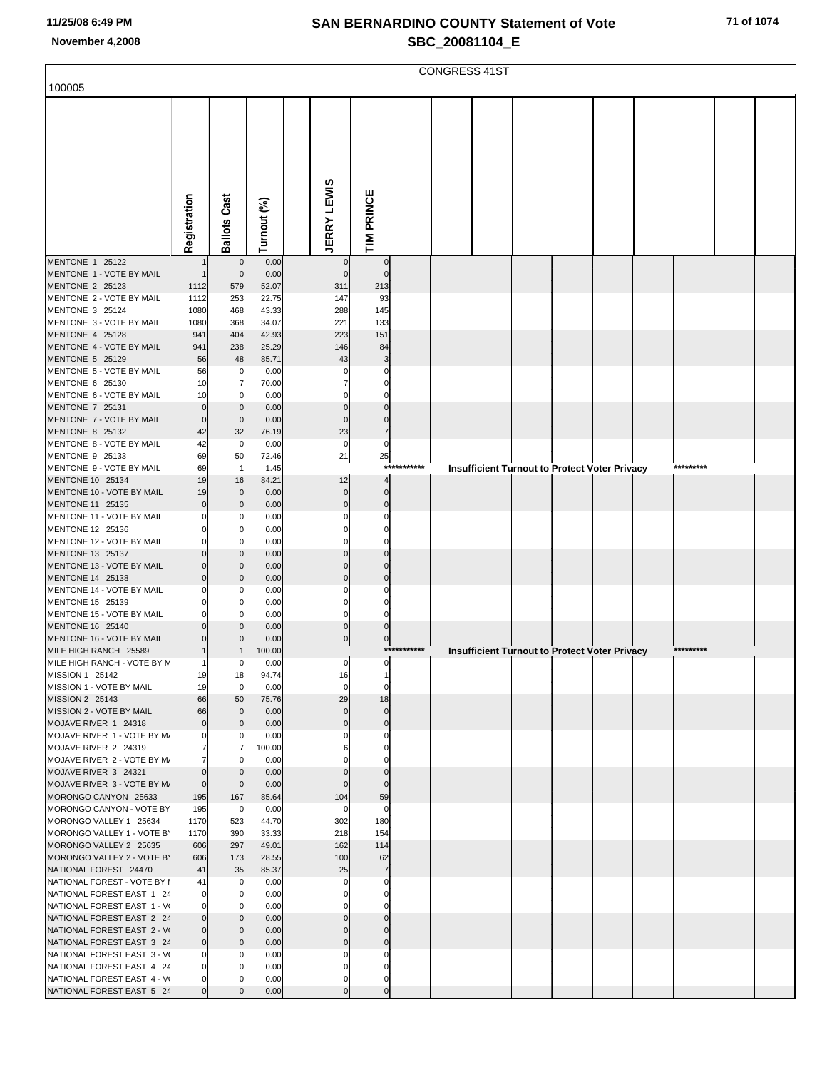# SAN BERNARDINO COUNTY Statement of Vote
## SBC_20081104_E

November 4,2008

100005

CONGRESS 41ST

| | Registration | Ballots Cast | Turnout (%) | | JERRY LEWIS | TIM PRINCE |
|---|---|---|---|---|---|---|
| MENTONE 1 25122 | 1 | 0 | 0.00 | | 0 | 0 |
| MENTONE 1 - VOTE BY MAIL | 1 | 0 | 0.00 | | 0 | 0 |
| MENTONE 2 25123 | 1112 | 579 | 52.07 | | 311 | 213 |
| MENTONE 2 - VOTE BY MAIL | 1112 | 253 | 22.75 | | 147 | 93 |
| MENTONE 3 25124 | 1080 | 468 | 43.33 | | 288 | 145 |
| MENTONE 3 - VOTE BY MAIL | 1080 | 368 | 34.07 | | 221 | 133 |
| MENTONE 4 25128 | 941 | 404 | 42.93 | | 223 | 151 |
| MENTONE 4 - VOTE BY MAIL | 941 | 238 | 25.29 | | 146 | 84 |
| MENTONE 5 25129 | 56 | 48 | 85.71 | | 43 | 3 |
| MENTONE 5 - VOTE BY MAIL | 56 | 0 | 0.00 | | 0 | 0 |
| MENTONE 6 25130 | 10 | 7 | 70.00 | | 7 | 0 |
| MENTONE 6 - VOTE BY MAIL | 10 | 0 | 0.00 | | 0 | 0 |
| MENTONE 7 25131 | 0 | 0 | 0.00 | | 0 | 0 |
| MENTONE 7 - VOTE BY MAIL | 0 | 0 | 0.00 | | 0 | 0 |
| MENTONE 8 25132 | 42 | 32 | 76.19 | | 23 | 7 |
| MENTONE 8 - VOTE BY MAIL | 42 | 0 | 0.00 | | 0 | 0 |
| MENTONE 9 25133 | 69 | 50 | 72.46 | | 21 | 25 |
| MENTONE 9 - VOTE BY MAIL | 69 | 1 | 1.45 | | *********** Insufficient Turnout to Protect Voter Privacy ********* | |
| MENTONE 10 25134 | 19 | 16 | 84.21 | | 12 | 4 |
| MENTONE 10 - VOTE BY MAIL | 19 | 0 | 0.00 | | 0 | 0 |
| MENTONE 11 25135 | 0 | 0 | 0.00 | | 0 | 0 |
| MENTONE 11 - VOTE BY MAIL | 0 | 0 | 0.00 | | 0 | 0 |
| MENTONE 12 25136 | 0 | 0 | 0.00 | | 0 | 0 |
| MENTONE 12 - VOTE BY MAIL | 0 | 0 | 0.00 | | 0 | 0 |
| MENTONE 13 25137 | 0 | 0 | 0.00 | | 0 | 0 |
| MENTONE 13 - VOTE BY MAIL | 0 | 0 | 0.00 | | 0 | 0 |
| MENTONE 14 25138 | 0 | 0 | 0.00 | | 0 | 0 |
| MENTONE 14 - VOTE BY MAIL | 0 | 0 | 0.00 | | 0 | 0 |
| MENTONE 15 25139 | 0 | 0 | 0.00 | | 0 | 0 |
| MENTONE 15 - VOTE BY MAIL | 0 | 0 | 0.00 | | 0 | 0 |
| MENTONE 16 25140 | 0 | 0 | 0.00 | | 0 | 0 |
| MENTONE 16 - VOTE BY MAIL | 0 | 0 | 0.00 | | 0 | 0 |
| MILE HIGH RANCH 25589 | 1 | 1 | 100.00 | | *********** Insufficient Turnout to Protect Voter Privacy ********* | |
| MILE HIGH RANCH - VOTE BY M | 1 | 0 | 0.00 | | 0 | 0 |
| MISSION 1 25142 | 19 | 18 | 94.74 | | 16 | 1 |
| MISSION 1 - VOTE BY MAIL | 19 | 0 | 0.00 | | 0 | 0 |
| MISSION 2 25143 | 66 | 50 | 75.76 | | 29 | 18 |
| MISSION 2 - VOTE BY MAIL | 66 | 0 | 0.00 | | 0 | 0 |
| MOJAVE RIVER 1 24318 | 0 | 0 | 0.00 | | 0 | 0 |
| MOJAVE RIVER 1 - VOTE BY MA | 0 | 0 | 0.00 | | 0 | 0 |
| MOJAVE RIVER 2 24319 | 7 | 7 | 100.00 | | 6 | 0 |
| MOJAVE RIVER 2 - VOTE BY MA | 7 | 0 | 0.00 | | 0 | 0 |
| MOJAVE RIVER 3 24321 | 0 | 0 | 0.00 | | 0 | 0 |
| MOJAVE RIVER 3 - VOTE BY MA | 0 | 0 | 0.00 | | 0 | 0 |
| MORONGO CANYON 25633 | 195 | 167 | 85.64 | | 104 | 59 |
| MORONGO CANYON - VOTE BY | 195 | 0 | 0.00 | | 0 | 0 |
| MORONGO VALLEY 1 25634 | 1170 | 523 | 44.70 | | 302 | 180 |
| MORONGO VALLEY 1 - VOTE BY | 1170 | 390 | 33.33 | | 218 | 154 |
| MORONGO VALLEY 2 25635 | 606 | 297 | 49.01 | | 162 | 114 |
| MORONGO VALLEY 2 - VOTE BY | 606 | 173 | 28.55 | | 100 | 62 |
| NATIONAL FOREST 24470 | 41 | 35 | 85.37 | | 25 | 7 |
| NATIONAL FOREST - VOTE BY | 41 | 0 | 0.00 | | 0 | 0 |
| NATIONAL FOREST EAST 1 24 | 0 | 0 | 0.00 | | 0 | 0 |
| NATIONAL FOREST EAST 1 - V | 0 | 0 | 0.00 | | 0 | 0 |
| NATIONAL FOREST EAST 2 24 | 0 | 0 | 0.00 | | 0 | 0 |
| NATIONAL FOREST EAST 2 - V | 0 | 0 | 0.00 | | 0 | 0 |
| NATIONAL FOREST EAST 3 24 | 0 | 0 | 0.00 | | 0 | 0 |
| NATIONAL FOREST EAST 3 - V | 0 | 0 | 0.00 | | 0 | 0 |
| NATIONAL FOREST EAST 4 24 | 0 | 0 | 0.00 | | 0 | 0 |
| NATIONAL FOREST EAST 4 - V | 0 | 0 | 0.00 | | 0 | 0 |
| NATIONAL FOREST EAST 5 24 | 0 | 0 | 0.00 | | 0 | 0 |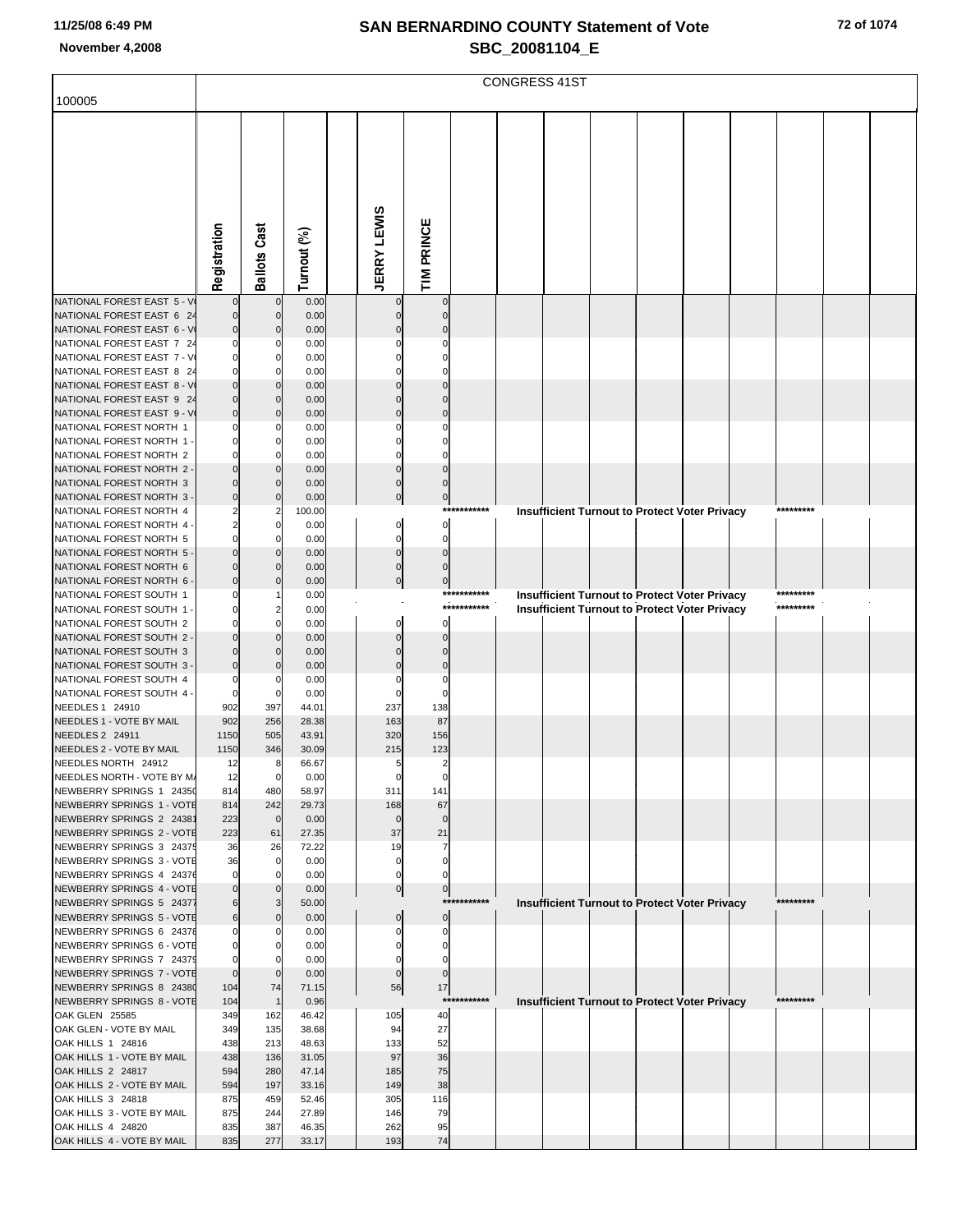# SAN BERNARDINO COUNTY Statement of Vote
## SBC_20081104_E

11/25/08 6:49 PM
November 4,2008

100005

CONGRESS 41ST

| | Registration | Ballots Cast | Turnout (%) | JERRY LEWIS | TIM PRINCE |
|---|---|---|---|---|---|
| NATIONAL FOREST EAST 5 - V | 0 | 0 | 0.00 | 0 | 0 |
| NATIONAL FOREST EAST 6 24 | 0 | 0 | 0.00 | 0 | 0 |
| NATIONAL FOREST EAST 6 - V | 0 | 0 | 0.00 | 0 | 0 |
| NATIONAL FOREST EAST 7 24 | 0 | 0 | 0.00 | 0 | 0 |
| NATIONAL FOREST EAST 7 - V | 0 | 0 | 0.00 | 0 | 0 |
| NATIONAL FOREST EAST 8 24 | 0 | 0 | 0.00 | 0 | 0 |
| NATIONAL FOREST EAST 8 - V | 0 | 0 | 0.00 | 0 | 0 |
| NATIONAL FOREST EAST 9 24 | 0 | 0 | 0.00 | 0 | 0 |
| NATIONAL FOREST EAST 9 - V | 0 | 0 | 0.00 | 0 | 0 |
| NATIONAL FOREST NORTH 1 | 0 | 0 | 0.00 | 0 | 0 |
| NATIONAL FOREST NORTH 1 - | 0 | 0 | 0.00 | 0 | 0 |
| NATIONAL FOREST NORTH 2 | 0 | 0 | 0.00 | 0 | 0 |
| NATIONAL FOREST NORTH 2 - | 0 | 0 | 0.00 | 0 | 0 |
| NATIONAL FOREST NORTH 3 | 0 | 0 | 0.00 | 0 | 0 |
| NATIONAL FOREST NORTH 3 - | 0 | 0 | 0.00 | 0 | 0 |
| NATIONAL FOREST NORTH 4 | 2 | 2 | 100.00 | *********** Insufficient Turnout to Protect Voter Privacy ********* | |
| NATIONAL FOREST NORTH 4 - | 2 | 0 | 0.00 | 0 | 0 |
| NATIONAL FOREST NORTH 5 | 0 | 0 | 0.00 | 0 | 0 |
| NATIONAL FOREST NORTH 5 - | 0 | 0 | 0.00 | 0 | 0 |
| NATIONAL FOREST NORTH 6 | 0 | 0 | 0.00 | 0 | 0 |
| NATIONAL FOREST NORTH 6 - | 0 | 0 | 0.00 | 0 | 0 |
| NATIONAL FOREST SOUTH 1 | 0 | 1 | 0.00 | *********** Insufficient Turnout to Protect Voter Privacy ********* | |
| NATIONAL FOREST SOUTH 1 - | 0 | 2 | 0.00 | *********** Insufficient Turnout to Protect Voter Privacy ********* | |
| NATIONAL FOREST SOUTH 2 | 0 | 0 | 0.00 | 0 | 0 |
| NATIONAL FOREST SOUTH 2 - | 0 | 0 | 0.00 | 0 | 0 |
| NATIONAL FOREST SOUTH 3 | 0 | 0 | 0.00 | 0 | 0 |
| NATIONAL FOREST SOUTH 3 - | 0 | 0 | 0.00 | 0 | 0 |
| NATIONAL FOREST SOUTH 4 | 0 | 0 | 0.00 | 0 | 0 |
| NATIONAL FOREST SOUTH 4 - | 0 | 0 | 0.00 | 0 | 0 |
| NEEDLES 1 24910 | 902 | 397 | 44.01 | 237 | 138 |
| NEEDLES 1 - VOTE BY MAIL | 902 | 256 | 28.38 | 163 | 87 |
| NEEDLES 2 24911 | 1150 | 505 | 43.91 | 320 | 156 |
| NEEDLES 2 - VOTE BY MAIL | 1150 | 346 | 30.09 | 215 | 123 |
| NEEDLES NORTH 24912 | 12 | 8 | 66.67 | 5 | 2 |
| NEEDLES NORTH - VOTE BY MA | 12 | 0 | 0.00 | 0 | 0 |
| NEWBERRY SPRINGS 1 24350 | 814 | 480 | 58.97 | 311 | 141 |
| NEWBERRY SPRINGS 1 - VOTE | 814 | 242 | 29.73 | 168 | 67 |
| NEWBERRY SPRINGS 2 24381 | 223 | 0 | 0.00 | 0 | 0 |
| NEWBERRY SPRINGS 2 - VOTE | 223 | 61 | 27.35 | 37 | 21 |
| NEWBERRY SPRINGS 3 24375 | 36 | 26 | 72.22 | 19 | 7 |
| NEWBERRY SPRINGS 3 - VOTE | 36 | 0 | 0.00 | 0 | 0 |
| NEWBERRY SPRINGS 4 24376 | 0 | 0 | 0.00 | 0 | 0 |
| NEWBERRY SPRINGS 4 - VOTE | 0 | 0 | 0.00 | 0 | 0 |
| NEWBERRY SPRINGS 5 24377 | 6 | 3 | 50.00 | *********** Insufficient Turnout to Protect Voter Privacy ********* | |
| NEWBERRY SPRINGS 5 - VOTE | 6 | 0 | 0.00 | 0 | 0 |
| NEWBERRY SPRINGS 6 24378 | 0 | 0 | 0.00 | 0 | 0 |
| NEWBERRY SPRINGS 6 - VOTE | 0 | 0 | 0.00 | 0 | 0 |
| NEWBERRY SPRINGS 7 24379 | 0 | 0 | 0.00 | 0 | 0 |
| NEWBERRY SPRINGS 7 - VOTE | 0 | 0 | 0.00 | 0 | 0 |
| NEWBERRY SPRINGS 8 24380 | 104 | 74 | 71.15 | 56 | 17 |
| NEWBERRY SPRINGS 8 - VOTE | 104 | 1 | 0.96 | *********** Insufficient Turnout to Protect Voter Privacy ********* | |
| OAK GLEN 25585 | 349 | 162 | 46.42 | 105 | 40 |
| OAK GLEN - VOTE BY MAIL | 349 | 135 | 38.68 | 94 | 27 |
| OAK HILLS 1 24816 | 438 | 213 | 48.63 | 133 | 52 |
| OAK HILLS 1 - VOTE BY MAIL | 438 | 136 | 31.05 | 97 | 36 |
| OAK HILLS 2 24817 | 594 | 280 | 47.14 | 185 | 75 |
| OAK HILLS 2 - VOTE BY MAIL | 594 | 197 | 33.16 | 149 | 38 |
| OAK HILLS 3 24818 | 875 | 459 | 52.46 | 305 | 116 |
| OAK HILLS 3 - VOTE BY MAIL | 875 | 244 | 27.89 | 146 | 79 |
| OAK HILLS 4 24820 | 835 | 387 | 46.35 | 262 | 95 |
| OAK HILLS 4 - VOTE BY MAIL | 835 | 277 | 33.17 | 193 | 74 |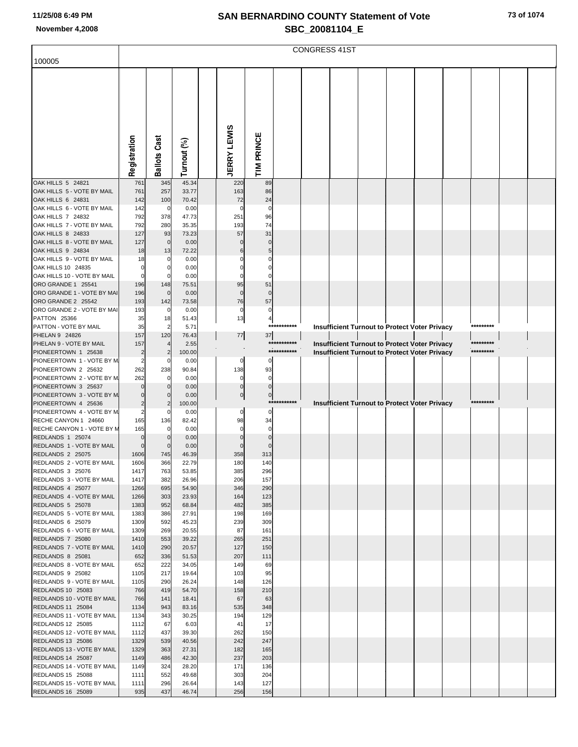# SAN BERNARDINO COUNTY Statement of Vote

## SBC_20081104_E

November 4,2008

100005 — CONGRESS 41ST

| | Registration | Ballots Cast | Turnout (%) | JERRY LEWIS | TIM PRINCE |
|---|---|---|---|---|---|
| OAK HILLS 5 24821 | 761 | 345 | 45.34 | 220 | 89 |
| OAK HILLS 5 - VOTE BY MAIL | 761 | 257 | 33.77 | 163 | 86 |
| OAK HILLS 6 24831 | 142 | 100 | 70.42 | 72 | 24 |
| OAK HILLS 6 - VOTE BY MAIL | 142 | 0 | 0.00 | 0 | 0 |
| OAK HILLS 7 24832 | 792 | 378 | 47.73 | 251 | 96 |
| OAK HILLS 7 - VOTE BY MAIL | 792 | 280 | 35.35 | 193 | 74 |
| OAK HILLS 8 24833 | 127 | 93 | 73.23 | 57 | 31 |
| OAK HILLS 8 - VOTE BY MAIL | 127 | 0 | 0.00 | 0 | 0 |
| OAK HILLS 9 24834 | 18 | 13 | 72.22 | 6 | 5 |
| OAK HILLS 9 - VOTE BY MAIL | 18 | 0 | 0.00 | 0 | 0 |
| OAK HILLS 10 24835 | 0 | 0 | 0.00 | 0 | 0 |
| OAK HILLS 10 - VOTE BY MAIL | 0 | 0 | 0.00 | 0 | 0 |
| ORO GRANDE 1 25541 | 196 | 148 | 75.51 | 95 | 51 |
| ORO GRANDE 1 - VOTE BY MAI | 196 | 0 | 0.00 | 0 | 0 |
| ORO GRANDE 2 25542 | 193 | 142 | 73.58 | 76 | 57 |
| ORO GRANDE 2 - VOTE BY MAI | 193 | 0 | 0.00 | 0 | 0 |
| PATTON 25366 | 35 | 18 | 51.43 | 13 | 4 |
| PATTON - VOTE BY MAIL | 35 | 2 | 5.71 | *********** Insufficient Turnout to Protect Voter Privacy ********* | |
| PHELAN 9 24826 | 157 | 120 | 76.43 | 77 | 37 |
| PHELAN 9 - VOTE BY MAIL | 157 | 4 | 2.55 | *********** Insufficient Turnout to Protect Voter Privacy ********* | |
| PIONEERTOWN 1 25638 | 2 | 2 | 100.00 | *********** Insufficient Turnout to Protect Voter Privacy ********* | |
| PIONEERTOWN 1 - VOTE BY M | 2 | 0 | 0.00 | 0 | 0 |
| PIONEERTOWN 2 25632 | 262 | 238 | 90.84 | 138 | 93 |
| PIONEERTOWN 2 - VOTE BY M | 262 | 0 | 0.00 | 0 | 0 |
| PIONEERTOWN 3 25637 | 0 | 0 | 0.00 | 0 | 0 |
| PIONEERTOWN 3 - VOTE BY M | 0 | 0 | 0.00 | 0 | 0 |
| PIONEERTOWN 4 25636 | 2 | 2 | 100.00 | *********** Insufficient Turnout to Protect Voter Privacy ********* | |
| PIONEERTOWN 4 - VOTE BY M | 2 | 0 | 0.00 | 0 | 0 |
| RECHE CANYON 1 24660 | 165 | 136 | 82.42 | 98 | 34 |
| RECHE CANYON 1 - VOTE BY M | 165 | 0 | 0.00 | 0 | 0 |
| REDLANDS 1 25074 | 0 | 0 | 0.00 | 0 | 0 |
| REDLANDS 1 - VOTE BY MAIL | 0 | 0 | 0.00 | 0 | 0 |
| REDLANDS 2 25075 | 1606 | 745 | 46.39 | 358 | 313 |
| REDLANDS 2 - VOTE BY MAIL | 1606 | 366 | 22.79 | 180 | 140 |
| REDLANDS 3 25076 | 1417 | 763 | 53.85 | 385 | 296 |
| REDLANDS 3 - VOTE BY MAIL | 1417 | 382 | 26.96 | 206 | 157 |
| REDLANDS 4 25077 | 1266 | 695 | 54.90 | 346 | 290 |
| REDLANDS 4 - VOTE BY MAIL | 1266 | 303 | 23.93 | 164 | 123 |
| REDLANDS 5 25078 | 1383 | 952 | 68.84 | 482 | 385 |
| REDLANDS 5 - VOTE BY MAIL | 1383 | 386 | 27.91 | 198 | 169 |
| REDLANDS 6 25079 | 1309 | 592 | 45.23 | 239 | 309 |
| REDLANDS 6 - VOTE BY MAIL | 1309 | 269 | 20.55 | 87 | 161 |
| REDLANDS 7 25080 | 1410 | 553 | 39.22 | 265 | 251 |
| REDLANDS 7 - VOTE BY MAIL | 1410 | 290 | 20.57 | 127 | 150 |
| REDLANDS 8 25081 | 652 | 336 | 51.53 | 207 | 111 |
| REDLANDS 8 - VOTE BY MAIL | 652 | 222 | 34.05 | 149 | 69 |
| REDLANDS 9 25082 | 1105 | 217 | 19.64 | 103 | 95 |
| REDLANDS 9 - VOTE BY MAIL | 1105 | 290 | 26.24 | 148 | 126 |
| REDLANDS 10 25083 | 766 | 419 | 54.70 | 158 | 210 |
| REDLANDS 10 - VOTE BY MAIL | 766 | 141 | 18.41 | 67 | 63 |
| REDLANDS 11 25084 | 1134 | 943 | 83.16 | 535 | 348 |
| REDLANDS 11 - VOTE BY MAIL | 1134 | 343 | 30.25 | 194 | 129 |
| REDLANDS 12 25085 | 1112 | 67 | 6.03 | 41 | 17 |
| REDLANDS 12 - VOTE BY MAIL | 1112 | 437 | 39.30 | 262 | 150 |
| REDLANDS 13 25086 | 1329 | 539 | 40.56 | 242 | 247 |
| REDLANDS 13 - VOTE BY MAIL | 1329 | 363 | 27.31 | 182 | 165 |
| REDLANDS 14 25087 | 1149 | 486 | 42.30 | 237 | 203 |
| REDLANDS 14 - VOTE BY MAIL | 1149 | 324 | 28.20 | 171 | 136 |
| REDLANDS 15 25088 | 1111 | 552 | 49.68 | 303 | 204 |
| REDLANDS 15 - VOTE BY MAIL | 1111 | 296 | 26.64 | 143 | 127 |
| REDLANDS 16 25089 | 935 | 437 | 46.74 | 256 | 156 |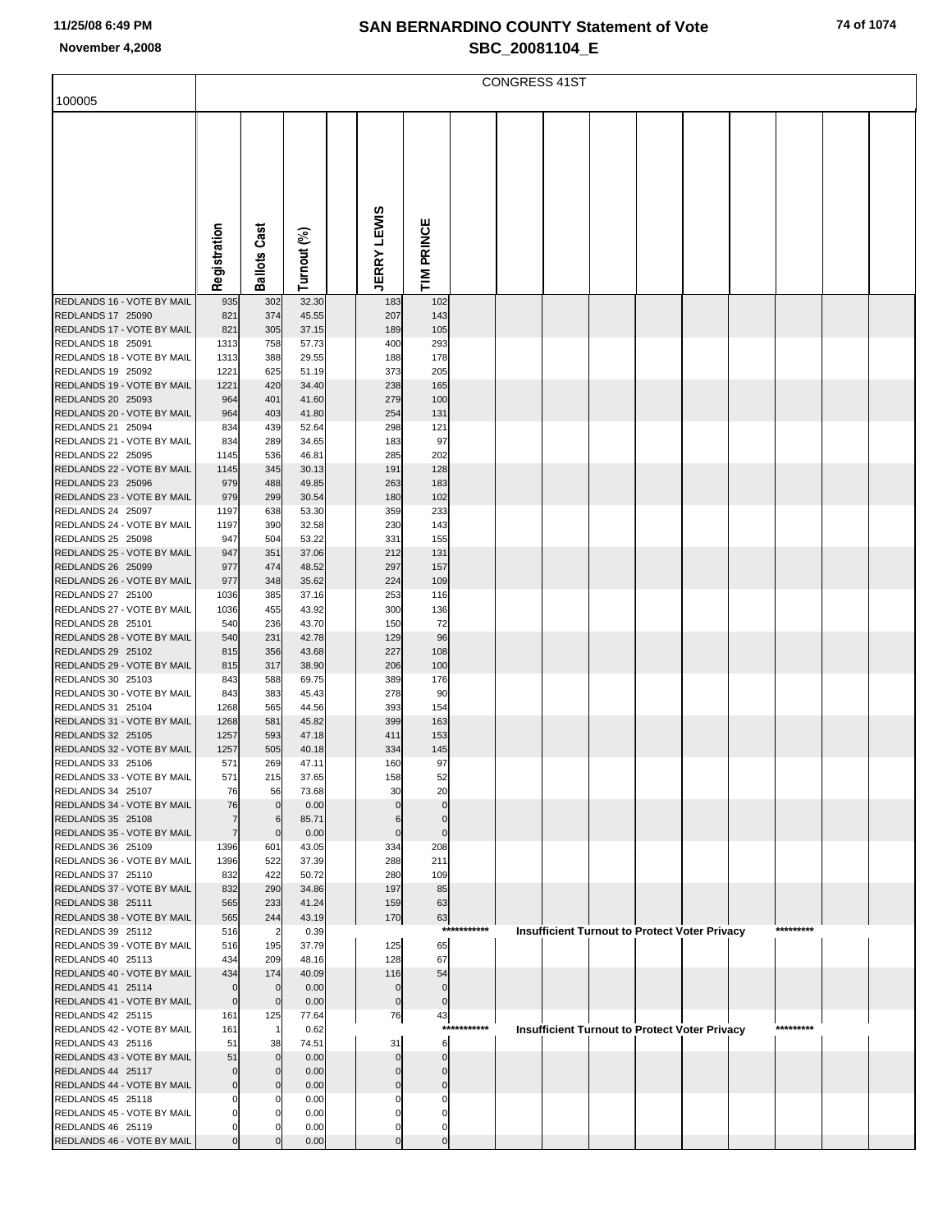# SAN BERNARDINO COUNTY Statement of Vote

## SBC_20081104_E

November 4,2008

CONGRESS 41ST

| 100005 | Registration | Ballots Cast | Turnout (%) | | JERRY LEWIS | TIM PRINCE |
|---|---|---|---|---|---|---|
| REDLANDS 16 - VOTE BY MAIL | 935 | 302 | 32.30 | | 183 | 102 |
| REDLANDS 17 25090 | 821 | 374 | 45.55 | | 207 | 143 |
| REDLANDS 17 - VOTE BY MAIL | 821 | 305 | 37.15 | | 189 | 105 |
| REDLANDS 18 25091 | 1313 | 758 | 57.73 | | 400 | 293 |
| REDLANDS 18 - VOTE BY MAIL | 1313 | 388 | 29.55 | | 188 | 178 |
| REDLANDS 19 25092 | 1221 | 625 | 51.19 | | 373 | 205 |
| REDLANDS 19 - VOTE BY MAIL | 1221 | 420 | 34.40 | | 238 | 165 |
| REDLANDS 20 25093 | 964 | 401 | 41.60 | | 279 | 100 |
| REDLANDS 20 - VOTE BY MAIL | 964 | 403 | 41.80 | | 254 | 131 |
| REDLANDS 21 25094 | 834 | 439 | 52.64 | | 298 | 121 |
| REDLANDS 21 - VOTE BY MAIL | 834 | 289 | 34.65 | | 183 | 97 |
| REDLANDS 22 25095 | 1145 | 536 | 46.81 | | 285 | 202 |
| REDLANDS 22 - VOTE BY MAIL | 1145 | 345 | 30.13 | | 191 | 128 |
| REDLANDS 23 25096 | 979 | 488 | 49.85 | | 263 | 183 |
| REDLANDS 23 - VOTE BY MAIL | 979 | 299 | 30.54 | | 180 | 102 |
| REDLANDS 24 25097 | 1197 | 638 | 53.30 | | 359 | 233 |
| REDLANDS 24 - VOTE BY MAIL | 1197 | 390 | 32.58 | | 230 | 143 |
| REDLANDS 25 25098 | 947 | 504 | 53.22 | | 331 | 155 |
| REDLANDS 25 - VOTE BY MAIL | 947 | 351 | 37.06 | | 212 | 131 |
| REDLANDS 26 25099 | 977 | 474 | 48.52 | | 297 | 157 |
| REDLANDS 26 - VOTE BY MAIL | 977 | 348 | 35.62 | | 224 | 109 |
| REDLANDS 27 25100 | 1036 | 385 | 37.16 | | 253 | 116 |
| REDLANDS 27 - VOTE BY MAIL | 1036 | 455 | 43.92 | | 300 | 136 |
| REDLANDS 28 25101 | 540 | 236 | 43.70 | | 150 | 72 |
| REDLANDS 28 - VOTE BY MAIL | 540 | 231 | 42.78 | | 129 | 96 |
| REDLANDS 29 25102 | 815 | 356 | 43.68 | | 227 | 108 |
| REDLANDS 29 - VOTE BY MAIL | 815 | 317 | 38.90 | | 206 | 100 |
| REDLANDS 30 25103 | 843 | 588 | 69.75 | | 389 | 176 |
| REDLANDS 30 - VOTE BY MAIL | 843 | 383 | 45.43 | | 278 | 90 |
| REDLANDS 31 25104 | 1268 | 565 | 44.56 | | 393 | 154 |
| REDLANDS 31 - VOTE BY MAIL | 1268 | 581 | 45.82 | | 399 | 163 |
| REDLANDS 32 25105 | 1257 | 593 | 47.18 | | 411 | 153 |
| REDLANDS 32 - VOTE BY MAIL | 1257 | 505 | 40.18 | | 334 | 145 |
| REDLANDS 33 25106 | 571 | 269 | 47.11 | | 160 | 97 |
| REDLANDS 33 - VOTE BY MAIL | 571 | 215 | 37.65 | | 158 | 52 |
| REDLANDS 34 25107 | 76 | 56 | 73.68 | | 30 | 20 |
| REDLANDS 34 - VOTE BY MAIL | 76 | 0 | 0.00 | | 0 | 0 |
| REDLANDS 35 25108 | 7 | 6 | 85.71 | | 6 | 0 |
| REDLANDS 35 - VOTE BY MAIL | 7 | 0 | 0.00 | | 0 | 0 |
| REDLANDS 36 25109 | 1396 | 601 | 43.05 | | 334 | 208 |
| REDLANDS 36 - VOTE BY MAIL | 1396 | 522 | 37.39 | | 288 | 211 |
| REDLANDS 37 25110 | 832 | 422 | 50.72 | | 280 | 109 |
| REDLANDS 37 - VOTE BY MAIL | 832 | 290 | 34.86 | | 197 | 85 |
| REDLANDS 38 25111 | 565 | 233 | 41.24 | | 159 | 63 |
| REDLANDS 38 - VOTE BY MAIL | 565 | 244 | 43.19 | | 170 | 63 |
| REDLANDS 39 25112 | 516 | 2 | 0.39 | | *********** Insufficient Turnout to Protect Voter Privacy ********* | |
| REDLANDS 39 - VOTE BY MAIL | 516 | 195 | 37.79 | | 125 | 65 |
| REDLANDS 40 25113 | 434 | 209 | 48.16 | | 128 | 67 |
| REDLANDS 40 - VOTE BY MAIL | 434 | 174 | 40.09 | | 116 | 54 |
| REDLANDS 41 25114 | 0 | 0 | 0.00 | | 0 | 0 |
| REDLANDS 41 - VOTE BY MAIL | 0 | 0 | 0.00 | | 0 | 0 |
| REDLANDS 42 25115 | 161 | 125 | 77.64 | | 76 | 43 |
| REDLANDS 42 - VOTE BY MAIL | 161 | 1 | 0.62 | | *********** Insufficient Turnout to Protect Voter Privacy ********* | |
| REDLANDS 43 25116 | 51 | 38 | 74.51 | | 31 | 6 |
| REDLANDS 43 - VOTE BY MAIL | 51 | 0 | 0.00 | | 0 | 0 |
| REDLANDS 44 25117 | 0 | 0 | 0.00 | | 0 | 0 |
| REDLANDS 44 - VOTE BY MAIL | 0 | 0 | 0.00 | | 0 | 0 |
| REDLANDS 45 25118 | 0 | 0 | 0.00 | | 0 | 0 |
| REDLANDS 45 - VOTE BY MAIL | 0 | 0 | 0.00 | | 0 | 0 |
| REDLANDS 46 25119 | 0 | 0 | 0.00 | | 0 | 0 |
| REDLANDS 46 - VOTE BY MAIL | 0 | 0 | 0.00 | | 0 | 0 |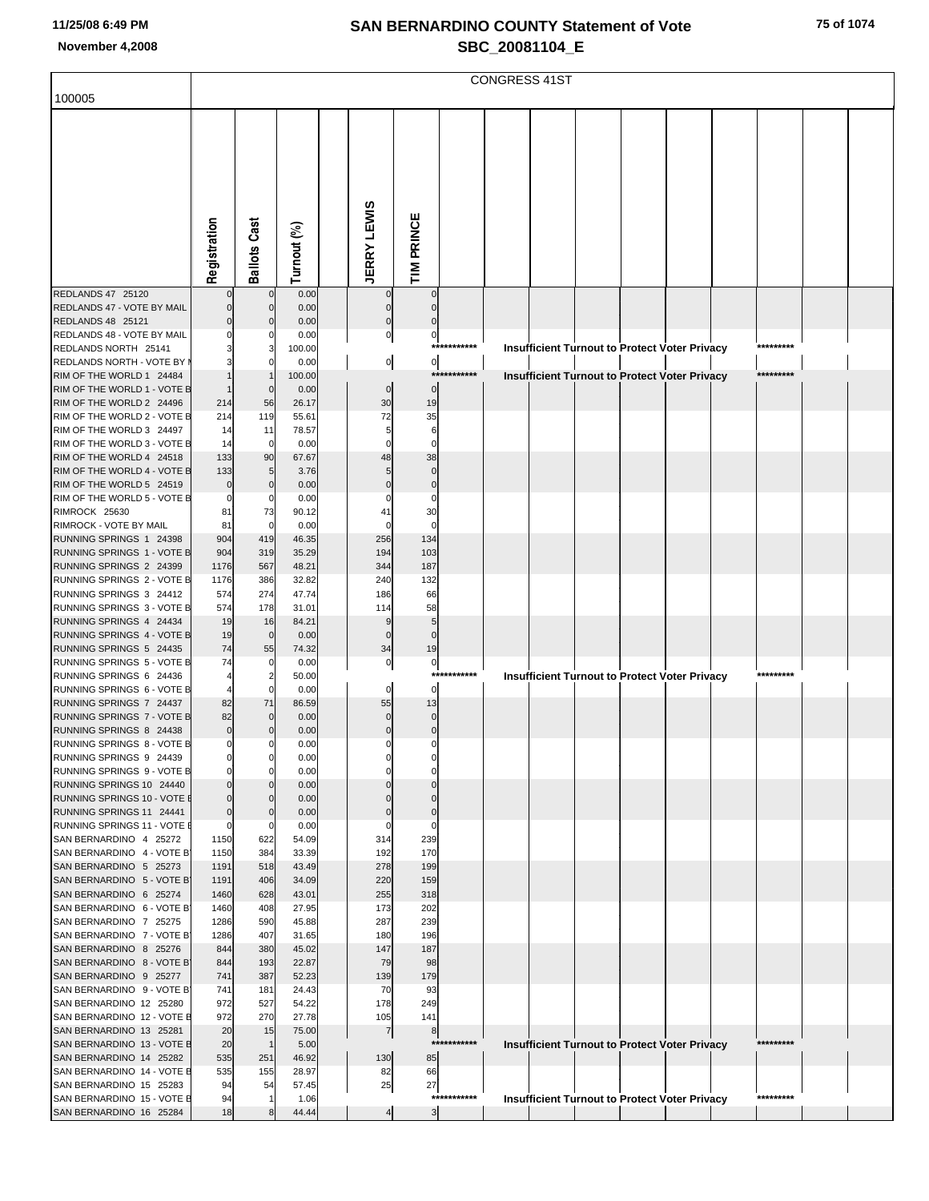# SAN BERNARDINO COUNTY Statement of Vote

## SBC_20081104_E

November 4,2008

100005

CONGRESS 41ST

| | Registration | Ballots Cast | Turnout (%) | JERRY LEWIS | TIM PRINCE |
|---|---|---|---|---|---|
| REDLANDS 47 25120 | 0 | 0 | 0.00 | 0 | 0 |
| REDLANDS 47 - VOTE BY MAIL | 0 | 0 | 0.00 | 0 | 0 |
| REDLANDS 48 25121 | 0 | 0 | 0.00 | 0 | 0 |
| REDLANDS 48 - VOTE BY MAIL | 0 | 0 | 0.00 | 0 | 0 |
| REDLANDS NORTH 25141 | 3 | 3 | 100.00 | *********** Insufficient Turnout to Protect Voter Privacy ********* | |
| REDLANDS NORTH - VOTE BY M | 3 | 0 | 0.00 | 0 | 0 |
| RIM OF THE WORLD 1 24484 | 1 | 1 | 100.00 | *********** Insufficient Turnout to Protect Voter Privacy ********* | |
| RIM OF THE WORLD 1 - VOTE B | 1 | 0 | 0.00 | 0 | 0 |
| RIM OF THE WORLD 2 24496 | 214 | 56 | 26.17 | 30 | 19 |
| RIM OF THE WORLD 2 - VOTE B | 214 | 119 | 55.61 | 72 | 35 |
| RIM OF THE WORLD 3 24497 | 14 | 11 | 78.57 | 5 | 6 |
| RIM OF THE WORLD 3 - VOTE B | 14 | 0 | 0.00 | 0 | 0 |
| RIM OF THE WORLD 4 24518 | 133 | 90 | 67.67 | 48 | 38 |
| RIM OF THE WORLD 4 - VOTE B | 133 | 5 | 3.76 | 5 | 0 |
| RIM OF THE WORLD 5 24519 | 0 | 0 | 0.00 | 0 | 0 |
| RIM OF THE WORLD 5 - VOTE B | 0 | 0 | 0.00 | 0 | 0 |
| RIMROCK 25630 | 81 | 73 | 90.12 | 41 | 30 |
| RIMROCK - VOTE BY MAIL | 81 | 0 | 0.00 | 0 | 0 |
| RUNNING SPRINGS 1 24398 | 904 | 419 | 46.35 | 256 | 134 |
| RUNNING SPRINGS 1 - VOTE B | 904 | 319 | 35.29 | 194 | 103 |
| RUNNING SPRINGS 2 24399 | 1176 | 567 | 48.21 | 344 | 187 |
| RUNNING SPRINGS 2 - VOTE B | 1176 | 386 | 32.82 | 240 | 132 |
| RUNNING SPRINGS 3 24412 | 574 | 274 | 47.74 | 186 | 66 |
| RUNNING SPRINGS 3 - VOTE B | 574 | 178 | 31.01 | 114 | 58 |
| RUNNING SPRINGS 4 24434 | 19 | 16 | 84.21 | 9 | 5 |
| RUNNING SPRINGS 4 - VOTE B | 19 | 0 | 0.00 | 0 | 0 |
| RUNNING SPRINGS 5 24435 | 74 | 55 | 74.32 | 34 | 19 |
| RUNNING SPRINGS 5 - VOTE B | 74 | 0 | 0.00 | 0 | 0 |
| RUNNING SPRINGS 6 24436 | 4 | 2 | 50.00 | *********** Insufficient Turnout to Protect Voter Privacy ********* | |
| RUNNING SPRINGS 6 - VOTE B | 4 | 0 | 0.00 | 0 | 0 |
| RUNNING SPRINGS 7 24437 | 82 | 71 | 86.59 | 55 | 13 |
| RUNNING SPRINGS 7 - VOTE B | 82 | 0 | 0.00 | 0 | 0 |
| RUNNING SPRINGS 8 24438 | 0 | 0 | 0.00 | 0 | 0 |
| RUNNING SPRINGS 8 - VOTE B | 0 | 0 | 0.00 | 0 | 0 |
| RUNNING SPRINGS 9 24439 | 0 | 0 | 0.00 | 0 | 0 |
| RUNNING SPRINGS 9 - VOTE B | 0 | 0 | 0.00 | 0 | 0 |
| RUNNING SPRINGS 10 24440 | 0 | 0 | 0.00 | 0 | 0 |
| RUNNING SPRINGS 10 - VOTE B | 0 | 0 | 0.00 | 0 | 0 |
| RUNNING SPRINGS 11 24441 | 0 | 0 | 0.00 | 0 | 0 |
| RUNNING SPRINGS 11 - VOTE B | 0 | 0 | 0.00 | 0 | 0 |
| SAN BERNARDINO 4 25272 | 1150 | 622 | 54.09 | 314 | 239 |
| SAN BERNARDINO 4 - VOTE BY | 1150 | 384 | 33.39 | 192 | 170 |
| SAN BERNARDINO 5 25273 | 1191 | 518 | 43.49 | 278 | 199 |
| SAN BERNARDINO 5 - VOTE BY | 1191 | 406 | 34.09 | 220 | 159 |
| SAN BERNARDINO 6 25274 | 1460 | 628 | 43.01 | 255 | 318 |
| SAN BERNARDINO 6 - VOTE BY | 1460 | 408 | 27.95 | 173 | 202 |
| SAN BERNARDINO 7 25275 | 1286 | 590 | 45.88 | 287 | 239 |
| SAN BERNARDINO 7 - VOTE BY | 1286 | 407 | 31.65 | 180 | 196 |
| SAN BERNARDINO 8 25276 | 844 | 380 | 45.02 | 147 | 187 |
| SAN BERNARDINO 8 - VOTE BY | 844 | 193 | 22.87 | 79 | 98 |
| SAN BERNARDINO 9 25277 | 741 | 387 | 52.23 | 139 | 179 |
| SAN BERNARDINO 9 - VOTE BY | 741 | 181 | 24.43 | 70 | 93 |
| SAN BERNARDINO 12 25280 | 972 | 527 | 54.22 | 178 | 249 |
| SAN BERNARDINO 12 - VOTE B | 972 | 270 | 27.78 | 105 | 141 |
| SAN BERNARDINO 13 25281 | 20 | 15 | 75.00 | 7 | 8 |
| SAN BERNARDINO 13 - VOTE B | 20 | 1 | 5.00 | *********** Insufficient Turnout to Protect Voter Privacy ********* | |
| SAN BERNARDINO 14 25282 | 535 | 251 | 46.92 | 130 | 85 |
| SAN BERNARDINO 14 - VOTE B | 535 | 155 | 28.97 | 82 | 66 |
| SAN BERNARDINO 15 25283 | 94 | 54 | 57.45 | 25 | 27 |
| SAN BERNARDINO 15 - VOTE B | 94 | 1 | 1.06 | *********** Insufficient Turnout to Protect Voter Privacy ********* | |
| SAN BERNARDINO 16 25284 | 18 | 8 | 44.44 | 4 | 3 |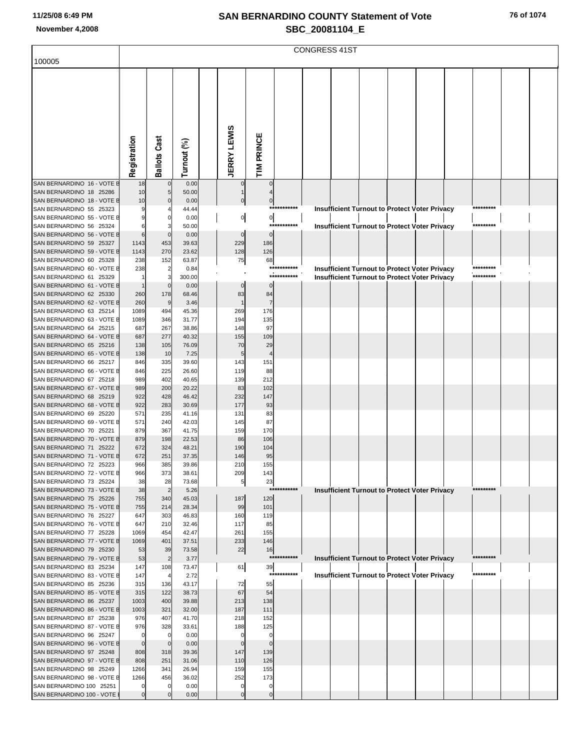# SAN BERNARDINO COUNTY Statement of Vote
## SBC_20081104_E

November 4,2008

CONGRESS 41ST

| 100005 | Registration | Ballots Cast | Turnout (%) | JERRY LEWIS | TIM PRINCE |
|---|---|---|---|---|---|
| SAN BERNARDINO 16 - VOTE B | 18 | 0 | 0.00 | 0 | 0 |
| SAN BERNARDINO 18 25286 | 10 | 5 | 50.00 | 1 | 4 |
| SAN BERNARDINO 18 - VOTE B | 10 | 0 | 0.00 | 0 | 0 |
| SAN BERNARDINO 55 25323 | 9 | 4 | 44.44 | *********** Insufficient Turnout to Protect Voter Privacy ********* | |
| SAN BERNARDINO 55 - VOTE B | 9 | 0 | 0.00 | 0 | 0 |
| SAN BERNARDINO 56 25324 | 6 | 3 | 50.00 | *********** Insufficient Turnout to Protect Voter Privacy ********* | |
| SAN BERNARDINO 56 - VOTE B | 6 | 0 | 0.00 | 0 | 0 |
| SAN BERNARDINO 59 25327 | 1143 | 453 | 39.63 | 229 | 186 |
| SAN BERNARDINO 59 - VOTE B | 1143 | 270 | 23.62 | 128 | 126 |
| SAN BERNARDINO 60 25328 | 238 | 152 | 63.87 | 75 | 68 |
| SAN BERNARDINO 60 - VOTE B | 238 | 2 | 0.84 | *********** Insufficient Turnout to Protect Voter Privacy ********* | |
| SAN BERNARDINO 61 25329 | 1 | 3 | 300.00 | *********** Insufficient Turnout to Protect Voter Privacy ********* | |
| SAN BERNARDINO 61 - VOTE B | 1 | 0 | 0.00 | 0 | 0 |
| SAN BERNARDINO 62 25330 | 260 | 178 | 68.46 | 83 | 84 |
| SAN BERNARDINO 62 - VOTE B | 260 | 9 | 3.46 | 1 | 7 |
| SAN BERNARDINO 63 25214 | 1089 | 494 | 45.36 | 269 | 176 |
| SAN BERNARDINO 63 - VOTE B | 1089 | 346 | 31.77 | 194 | 135 |
| SAN BERNARDINO 64 25215 | 687 | 267 | 38.86 | 148 | 97 |
| SAN BERNARDINO 64 - VOTE B | 687 | 277 | 40.32 | 155 | 109 |
| SAN BERNARDINO 65 25216 | 138 | 105 | 76.09 | 70 | 29 |
| SAN BERNARDINO 65 - VOTE B | 138 | 10 | 7.25 | 5 | 4 |
| SAN BERNARDINO 66 25217 | 846 | 335 | 39.60 | 143 | 151 |
| SAN BERNARDINO 66 - VOTE B | 846 | 225 | 26.60 | 119 | 88 |
| SAN BERNARDINO 67 25218 | 989 | 402 | 40.65 | 139 | 212 |
| SAN BERNARDINO 67 - VOTE B | 989 | 200 | 20.22 | 83 | 102 |
| SAN BERNARDINO 68 25219 | 922 | 428 | 46.42 | 232 | 147 |
| SAN BERNARDINO 68 - VOTE B | 922 | 283 | 30.69 | 177 | 93 |
| SAN BERNARDINO 69 25220 | 571 | 235 | 41.16 | 131 | 83 |
| SAN BERNARDINO 69 - VOTE B | 571 | 240 | 42.03 | 145 | 87 |
| SAN BERNARDINO 70 25221 | 879 | 367 | 41.75 | 159 | 170 |
| SAN BERNARDINO 70 - VOTE B | 879 | 198 | 22.53 | 86 | 106 |
| SAN BERNARDINO 71 25222 | 672 | 324 | 48.21 | 190 | 104 |
| SAN BERNARDINO 71 - VOTE B | 672 | 251 | 37.35 | 146 | 95 |
| SAN BERNARDINO 72 25223 | 966 | 385 | 39.86 | 210 | 155 |
| SAN BERNARDINO 72 - VOTE B | 966 | 373 | 38.61 | 209 | 143 |
| SAN BERNARDINO 73 25224 | 38 | 28 | 73.68 | 5 | 23 |
| SAN BERNARDINO 73 - VOTE B | 38 | 2 | 5.26 | *********** Insufficient Turnout to Protect Voter Privacy ********* | |
| SAN BERNARDINO 75 25226 | 755 | 340 | 45.03 | 187 | 120 |
| SAN BERNARDINO 75 - VOTE B | 755 | 214 | 28.34 | 99 | 101 |
| SAN BERNARDINO 76 25227 | 647 | 303 | 46.83 | 160 | 119 |
| SAN BERNARDINO 76 - VOTE B | 647 | 210 | 32.46 | 117 | 85 |
| SAN BERNARDINO 77 25228 | 1069 | 454 | 42.47 | 261 | 155 |
| SAN BERNARDINO 77 - VOTE B | 1069 | 401 | 37.51 | 233 | 146 |
| SAN BERNARDINO 79 25230 | 53 | 39 | 73.58 | 22 | 16 |
| SAN BERNARDINO 79 - VOTE B | 53 | 2 | 3.77 | *********** Insufficient Turnout to Protect Voter Privacy ********* | |
| SAN BERNARDINO 83 25234 | 147 | 108 | 73.47 | 61 | 39 |
| SAN BERNARDINO 83 - VOTE B | 147 | 4 | 2.72 | *********** Insufficient Turnout to Protect Voter Privacy ********* | |
| SAN BERNARDINO 85 25236 | 315 | 136 | 43.17 | 72 | 55 |
| SAN BERNARDINO 85 - VOTE B | 315 | 122 | 38.73 | 67 | 54 |
| SAN BERNARDINO 86 25237 | 1003 | 400 | 39.88 | 213 | 138 |
| SAN BERNARDINO 86 - VOTE B | 1003 | 321 | 32.00 | 187 | 111 |
| SAN BERNARDINO 87 25238 | 976 | 407 | 41.70 | 218 | 152 |
| SAN BERNARDINO 87 - VOTE B | 976 | 328 | 33.61 | 188 | 125 |
| SAN BERNARDINO 96 25247 | 0 | 0 | 0.00 | 0 | 0 |
| SAN BERNARDINO 96 - VOTE B | 0 | 0 | 0.00 | 0 | 0 |
| SAN BERNARDINO 97 25248 | 808 | 318 | 39.36 | 147 | 139 |
| SAN BERNARDINO 97 - VOTE B | 808 | 251 | 31.06 | 110 | 126 |
| SAN BERNARDINO 98 25249 | 1266 | 341 | 26.94 | 159 | 155 |
| SAN BERNARDINO 98 - VOTE B | 1266 | 456 | 36.02 | 252 | 173 |
| SAN BERNARDINO 100 25251 | 0 | 0 | 0.00 | 0 | 0 |
| SAN BERNARDINO 100 - VOTE B | 0 | 0 | 0.00 | 0 | 0 |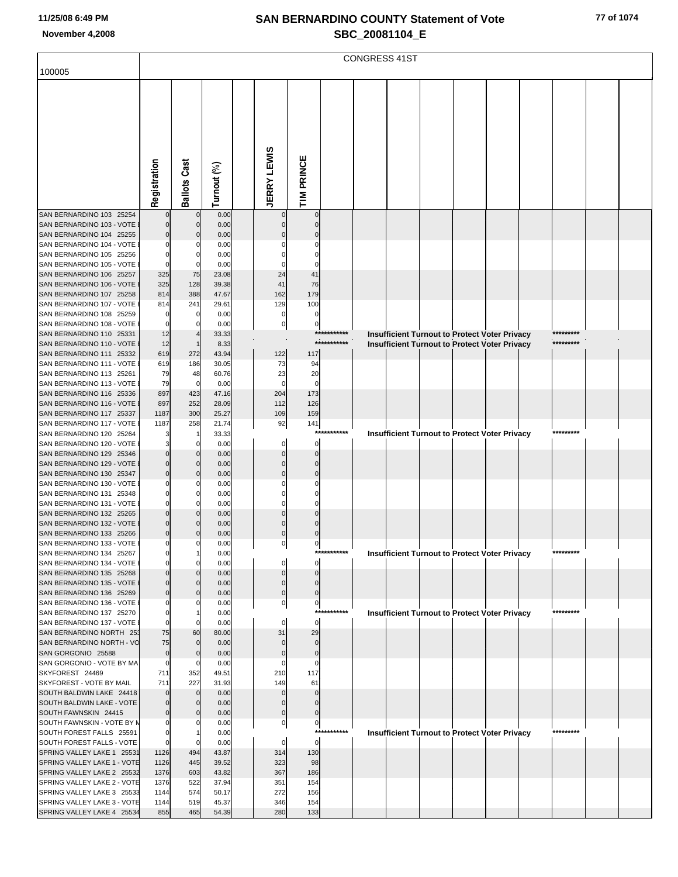# SAN BERNARDINO COUNTY Statement of Vote
## SBC_20081104_E

November 4,2008

CONGRESS 41ST

100005

| | Registration | Ballots Cast | Turnout (%) | JERRY LEWIS | TIM PRINCE |
|---|---|---|---|---|---|
| SAN BERNARDINO 103 25254 | 0 | 0 | 0.00 | 0 | 0 |
| SAN BERNARDINO 103 - VOTE | 0 | 0 | 0.00 | 0 | 0 |
| SAN BERNARDINO 104 25255 | 0 | 0 | 0.00 | 0 | 0 |
| SAN BERNARDINO 104 - VOTE | 0 | 0 | 0.00 | 0 | 0 |
| SAN BERNARDINO 105 25256 | 0 | 0 | 0.00 | 0 | 0 |
| SAN BERNARDINO 105 - VOTE | 0 | 0 | 0.00 | 0 | 0 |
| SAN BERNARDINO 106 25257 | 325 | 75 | 23.08 | 24 | 41 |
| SAN BERNARDINO 106 - VOTE | 325 | 128 | 39.38 | 41 | 76 |
| SAN BERNARDINO 107 25258 | 814 | 388 | 47.67 | 162 | 179 |
| SAN BERNARDINO 107 - VOTE | 814 | 241 | 29.61 | 129 | 100 |
| SAN BERNARDINO 108 25259 | 0 | 0 | 0.00 | 0 | 0 |
| SAN BERNARDINO 108 - VOTE | 0 | 0 | 0.00 | 0 | 0 |
| SAN BERNARDINO 110 25331 | 12 | 4 | 33.33 | Insufficient Turnout to Protect Voter Privacy | |
| SAN BERNARDINO 110 - VOTE | 12 | 1 | 8.33 | Insufficient Turnout to Protect Voter Privacy | |
| SAN BERNARDINO 111 25332 | 619 | 272 | 43.94 | 122 | 117 |
| SAN BERNARDINO 111 - VOTE | 619 | 186 | 30.05 | 73 | 94 |
| SAN BERNARDINO 113 25261 | 79 | 48 | 60.76 | 23 | 20 |
| SAN BERNARDINO 113 - VOTE | 79 | 0 | 0.00 | 0 | 0 |
| SAN BERNARDINO 116 25336 | 897 | 423 | 47.16 | 204 | 173 |
| SAN BERNARDINO 116 - VOTE | 897 | 252 | 28.09 | 112 | 126 |
| SAN BERNARDINO 117 25337 | 1187 | 300 | 25.27 | 109 | 159 |
| SAN BERNARDINO 117 - VOTE | 1187 | 258 | 21.74 | 92 | 141 |
| SAN BERNARDINO 120 25264 | 3 | 1 | 33.33 | Insufficient Turnout to Protect Voter Privacy | |
| SAN BERNARDINO 120 - VOTE | 3 | 0 | 0.00 | 0 | 0 |
| SAN BERNARDINO 129 25346 | 0 | 0 | 0.00 | 0 | 0 |
| SAN BERNARDINO 129 - VOTE | 0 | 0 | 0.00 | 0 | 0 |
| SAN BERNARDINO 130 25347 | 0 | 0 | 0.00 | 0 | 0 |
| SAN BERNARDINO 130 - VOTE | 0 | 0 | 0.00 | 0 | 0 |
| SAN BERNARDINO 131 25348 | 0 | 0 | 0.00 | 0 | 0 |
| SAN BERNARDINO 131 - VOTE | 0 | 0 | 0.00 | 0 | 0 |
| SAN BERNARDINO 132 25265 | 0 | 0 | 0.00 | 0 | 0 |
| SAN BERNARDINO 132 - VOTE | 0 | 0 | 0.00 | 0 | 0 |
| SAN BERNARDINO 133 25266 | 0 | 0 | 0.00 | 0 | 0 |
| SAN BERNARDINO 133 - VOTE | 0 | 0 | 0.00 | 0 | 0 |
| SAN BERNARDINO 134 25267 | 0 | 1 | 0.00 | Insufficient Turnout to Protect Voter Privacy | |
| SAN BERNARDINO 134 - VOTE | 0 | 0 | 0.00 | 0 | 0 |
| SAN BERNARDINO 135 25268 | 0 | 0 | 0.00 | 0 | 0 |
| SAN BERNARDINO 135 - VOTE | 0 | 0 | 0.00 | 0 | 0 |
| SAN BERNARDINO 136 25269 | 0 | 0 | 0.00 | 0 | 0 |
| SAN BERNARDINO 136 - VOTE | 0 | 0 | 0.00 | 0 | 0 |
| SAN BERNARDINO 137 25270 | 0 | 1 | 0.00 | Insufficient Turnout to Protect Voter Privacy | |
| SAN BERNARDINO 137 - VOTE | 0 | 0 | 0.00 | 0 | 0 |
| SAN BERNARDINO NORTH 253 | 75 | 60 | 80.00 | 31 | 29 |
| SAN BERNARDINO NORTH - VO | 75 | 0 | 0.00 | 0 | 0 |
| SAN GORGONIO 25588 | 0 | 0 | 0.00 | 0 | 0 |
| SAN GORGONIO - VOTE BY MA | 0 | 0 | 0.00 | 0 | 0 |
| SKYFOREST 24469 | 711 | 352 | 49.51 | 210 | 117 |
| SKYFOREST - VOTE BY MAIL | 711 | 227 | 31.93 | 149 | 61 |
| SOUTH BALDWIN LAKE 24418 | 0 | 0 | 0.00 | 0 | 0 |
| SOUTH BALDWIN LAKE - VOTE | 0 | 0 | 0.00 | 0 | 0 |
| SOUTH FAWNSKIN 24415 | 0 | 0 | 0.00 | 0 | 0 |
| SOUTH FAWNSKIN - VOTE BY M | 0 | 0 | 0.00 | 0 | 0 |
| SOUTH FOREST FALLS 25591 | 0 | 1 | 0.00 | Insufficient Turnout to Protect Voter Privacy | |
| SOUTH FOREST FALLS - VOTE | 0 | 0 | 0.00 | 0 | 0 |
| SPRING VALLEY LAKE 1 25531 | 1126 | 494 | 43.87 | 314 | 130 |
| SPRING VALLEY LAKE 1 - VOTE | 1126 | 445 | 39.52 | 323 | 98 |
| SPRING VALLEY LAKE 2 25532 | 1376 | 603 | 43.82 | 367 | 186 |
| SPRING VALLEY LAKE 2 - VOTE | 1376 | 522 | 37.94 | 351 | 154 |
| SPRING VALLEY LAKE 3 25533 | 1144 | 574 | 50.17 | 272 | 156 |
| SPRING VALLEY LAKE 3 - VOTE | 1144 | 519 | 45.37 | 346 | 154 |
| SPRING VALLEY LAKE 4 25534 | 855 | 465 | 54.39 | 280 | 133 |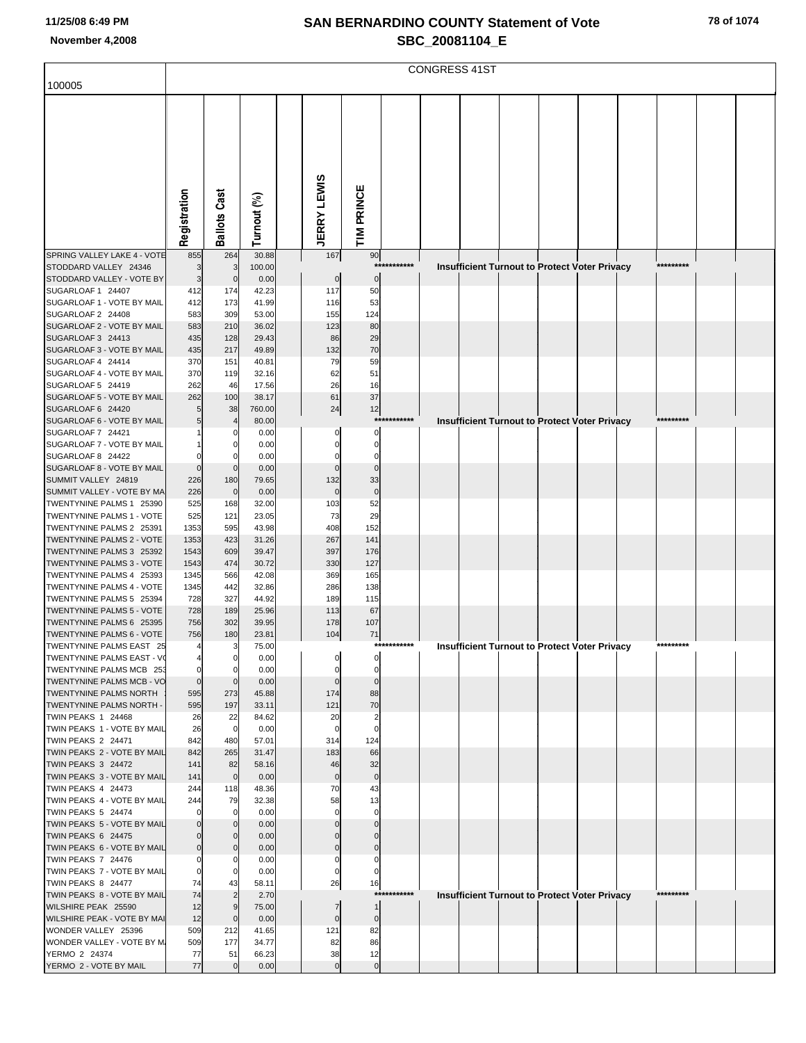# SAN BERNARDINO COUNTY Statement of Vote
## SBC_20081104_E

November 4,2008

CONGRESS 41ST

100005

| | Registration | Ballots Cast | Turnout (%) | | JERRY LEWIS | TIM PRINCE | | | | | | | | | | |
|---|---|---|---|---|---|---|---|---|---|---|---|---|---|---|---|---|
| SPRING VALLEY LAKE 4 - VOTE | 855 | 264 | 30.88 | | 167 | 90 | | | | | | | | | | |
| STODDARD VALLEY 24346 | 3 | 3 | 100.00 | | | | *********** | Insufficient Turnout to Protect Voter Privacy | | | | | | ********* | | |
| STODDARD VALLEY - VOTE BY | 3 | 0 | 0.00 | | 0 | 0 | | | | | | | | | | |
| SUGARLOAF 1 24407 | 412 | 174 | 42.23 | | 117 | 50 | | | | | | | | | | |
| SUGARLOAF 1 - VOTE BY MAIL | 412 | 173 | 41.99 | | 116 | 53 | | | | | | | | | | |
| SUGARLOAF 2 24408 | 583 | 309 | 53.00 | | 155 | 124 | | | | | | | | | | |
| SUGARLOAF 2 - VOTE BY MAIL | 583 | 210 | 36.02 | | 123 | 80 | | | | | | | | | | |
| SUGARLOAF 3 24413 | 435 | 128 | 29.43 | | 86 | 29 | | | | | | | | | | |
| SUGARLOAF 3 - VOTE BY MAIL | 435 | 217 | 49.89 | | 132 | 70 | | | | | | | | | | |
| SUGARLOAF 4 24414 | 370 | 151 | 40.81 | | 79 | 59 | | | | | | | | | | |
| SUGARLOAF 4 - VOTE BY MAIL | 370 | 119 | 32.16 | | 62 | 51 | | | | | | | | | | |
| SUGARLOAF 5 24419 | 262 | 46 | 17.56 | | 26 | 16 | | | | | | | | | | |
| SUGARLOAF 5 - VOTE BY MAIL | 262 | 100 | 38.17 | | 61 | 37 | | | | | | | | | | |
| SUGARLOAF 6 24420 | 5 | 38 | 760.00 | | 24 | 12 | | | | | | | | | | |
| SUGARLOAF 6 - VOTE BY MAIL | 5 | 4 | 80.00 | | | | *********** | Insufficient Turnout to Protect Voter Privacy | | | | | | ********* | | |
| SUGARLOAF 7 24421 | 1 | 0 | 0.00 | | 0 | 0 | | | | | | | | | | |
| SUGARLOAF 7 - VOTE BY MAIL | 1 | 0 | 0.00 | | 0 | 0 | | | | | | | | | | |
| SUGARLOAF 8 24422 | 0 | 0 | 0.00 | | 0 | 0 | | | | | | | | | | |
| SUGARLOAF 8 - VOTE BY MAIL | 0 | 0 | 0.00 | | 0 | 0 | | | | | | | | | | |
| SUMMIT VALLEY 24819 | 226 | 180 | 79.65 | | 132 | 33 | | | | | | | | | | |
| SUMMIT VALLEY - VOTE BY MA | 226 | 0 | 0.00 | | 0 | 0 | | | | | | | | | | |
| TWENTYNINE PALMS 1 25390 | 525 | 168 | 32.00 | | 103 | 52 | | | | | | | | | | |
| TWENTYNINE PALMS 1 - VOTE | 525 | 121 | 23.05 | | 73 | 29 | | | | | | | | | | |
| TWENTYNINE PALMS 2 25391 | 1353 | 595 | 43.98 | | 408 | 152 | | | | | | | | | | |
| TWENTYNINE PALMS 2 - VOTE | 1353 | 423 | 31.26 | | 267 | 141 | | | | | | | | | | |
| TWENTYNINE PALMS 3 25392 | 1543 | 609 | 39.47 | | 397 | 176 | | | | | | | | | | |
| TWENTYNINE PALMS 3 - VOTE | 1543 | 474 | 30.72 | | 330 | 127 | | | | | | | | | | |
| TWENTYNINE PALMS 4 25393 | 1345 | 566 | 42.08 | | 369 | 165 | | | | | | | | | | |
| TWENTYNINE PALMS 4 - VOTE | 1345 | 442 | 32.86 | | 286 | 138 | | | | | | | | | | |
| TWENTYNINE PALMS 5 25394 | 728 | 327 | 44.92 | | 189 | 115 | | | | | | | | | | |
| TWENTYNINE PALMS 5 - VOTE | 728 | 189 | 25.96 | | 113 | 67 | | | | | | | | | | |
| TWENTYNINE PALMS 6 25395 | 756 | 302 | 39.95 | | 178 | 107 | | | | | | | | | | |
| TWENTYNINE PALMS 6 - VOTE | 756 | 180 | 23.81 | | 104 | 71 | | | | | | | | | | |
| TWENTYNINE PALMS EAST 25 | 4 | 3 | 75.00 | | | | *********** | Insufficient Turnout to Protect Voter Privacy | | | | | | ********* | | |
| TWENTYNINE PALMS EAST - V | 4 | 0 | 0.00 | | 0 | 0 | | | | | | | | | | |
| TWENTYNINE PALMS MCB 25 | 0 | 0 | 0.00 | | 0 | 0 | | | | | | | | | | |
| TWENTYNINE PALMS MCB - VO | 0 | 0 | 0.00 | | 0 | 0 | | | | | | | | | | |
| TWENTYNINE PALMS NORTH | 595 | 273 | 45.88 | | 174 | 88 | | | | | | | | | | |
| TWENTYNINE PALMS NORTH - | 595 | 197 | 33.11 | | 121 | 70 | | | | | | | | | | |
| TWIN PEAKS 1 24468 | 26 | 22 | 84.62 | | 20 | 2 | | | | | | | | | | |
| TWIN PEAKS 1 - VOTE BY MAIL | 26 | 0 | 0.00 | | 0 | 0 | | | | | | | | | | |
| TWIN PEAKS 2 24471 | 842 | 480 | 57.01 | | 314 | 124 | | | | | | | | | | |
| TWIN PEAKS 2 - VOTE BY MAIL | 842 | 265 | 31.47 | | 183 | 66 | | | | | | | | | | |
| TWIN PEAKS 3 24472 | 141 | 82 | 58.16 | | 46 | 32 | | | | | | | | | | |
| TWIN PEAKS 3 - VOTE BY MAIL | 141 | 0 | 0.00 | | 0 | 0 | | | | | | | | | | |
| TWIN PEAKS 4 24473 | 244 | 118 | 48.36 | | 70 | 43 | | | | | | | | | | |
| TWIN PEAKS 4 - VOTE BY MAIL | 244 | 79 | 32.38 | | 58 | 13 | | | | | | | | | | |
| TWIN PEAKS 5 24474 | 0 | 0 | 0.00 | | 0 | 0 | | | | | | | | | | |
| TWIN PEAKS 5 - VOTE BY MAIL | 0 | 0 | 0.00 | | 0 | 0 | | | | | | | | | | |
| TWIN PEAKS 6 24475 | 0 | 0 | 0.00 | | 0 | 0 | | | | | | | | | | |
| TWIN PEAKS 6 - VOTE BY MAIL | 0 | 0 | 0.00 | | 0 | 0 | | | | | | | | | | |
| TWIN PEAKS 7 24476 | 0 | 0 | 0.00 | | 0 | 0 | | | | | | | | | | |
| TWIN PEAKS 7 - VOTE BY MAIL | 0 | 0 | 0.00 | | 0 | 0 | | | | | | | | | | |
| TWIN PEAKS 8 24477 | 74 | 43 | 58.11 | | 26 | 16 | | | | | | | | | | |
| TWIN PEAKS 8 - VOTE BY MAIL | 74 | 2 | 2.70 | | | | *********** | Insufficient Turnout to Protect Voter Privacy | | | | | | ********* | | |
| WILSHIRE PEAK 25590 | 12 | 9 | 75.00 | | 7 | 1 | | | | | | | | | | |
| WILSHIRE PEAK - VOTE BY MAI | 12 | 0 | 0.00 | | 0 | 0 | | | | | | | | | | |
| WONDER VALLEY 25396 | 509 | 212 | 41.65 | | 121 | 82 | | | | | | | | | | |
| WONDER VALLEY - VOTE BY M | 509 | 177 | 34.77 | | 82 | 86 | | | | | | | | | | |
| YERMO 2 24374 | 77 | 51 | 66.23 | | 38 | 12 | | | | | | | | | | |
| YERMO 2 - VOTE BY MAIL | 77 | 0 | 0.00 | | 0 | 0 | | | | | | | | | | |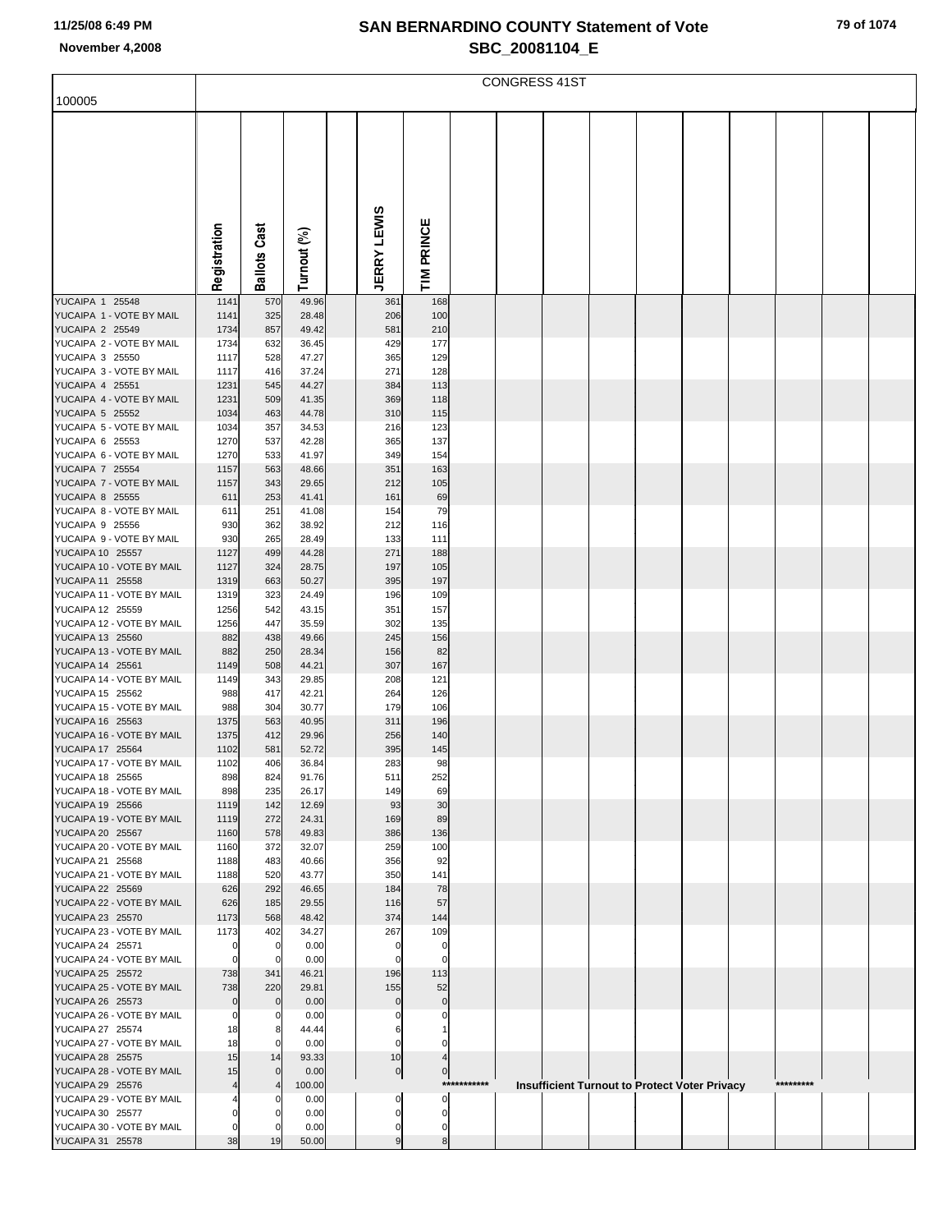# SAN BERNARDINO COUNTY Statement of Vote
## SBC_20081104_E

November 4,2008

100005

CONGRESS 41ST

| | Registration | Ballots Cast | Turnout (%) | | JERRY LEWIS | TIM PRINCE |
|---|---|---|---|---|---|---|
| YUCAIPA 1 25548 | 1141 | 570 | 49.96 | | 361 | 168 |
| YUCAIPA 1 - VOTE BY MAIL | 1141 | 325 | 28.48 | | 206 | 100 |
| YUCAIPA 2 25549 | 1734 | 857 | 49.42 | | 581 | 210 |
| YUCAIPA 2 - VOTE BY MAIL | 1734 | 632 | 36.45 | | 429 | 177 |
| YUCAIPA 3 25550 | 1117 | 528 | 47.27 | | 365 | 129 |
| YUCAIPA 3 - VOTE BY MAIL | 1117 | 416 | 37.24 | | 271 | 128 |
| YUCAIPA 4 25551 | 1231 | 545 | 44.27 | | 384 | 113 |
| YUCAIPA 4 - VOTE BY MAIL | 1231 | 509 | 41.35 | | 369 | 118 |
| YUCAIPA 5 25552 | 1034 | 463 | 44.78 | | 310 | 115 |
| YUCAIPA 5 - VOTE BY MAIL | 1034 | 357 | 34.53 | | 216 | 123 |
| YUCAIPA 6 25553 | 1270 | 537 | 42.28 | | 365 | 137 |
| YUCAIPA 6 - VOTE BY MAIL | 1270 | 533 | 41.97 | | 349 | 154 |
| YUCAIPA 7 25554 | 1157 | 563 | 48.66 | | 351 | 163 |
| YUCAIPA 7 - VOTE BY MAIL | 1157 | 343 | 29.65 | | 212 | 105 |
| YUCAIPA 8 25555 | 611 | 253 | 41.41 | | 161 | 69 |
| YUCAIPA 8 - VOTE BY MAIL | 611 | 251 | 41.08 | | 154 | 79 |
| YUCAIPA 9 25556 | 930 | 362 | 38.92 | | 212 | 116 |
| YUCAIPA 9 - VOTE BY MAIL | 930 | 265 | 28.49 | | 133 | 111 |
| YUCAIPA 10 25557 | 1127 | 499 | 44.28 | | 271 | 188 |
| YUCAIPA 10 - VOTE BY MAIL | 1127 | 324 | 28.75 | | 197 | 105 |
| YUCAIPA 11 25558 | 1319 | 663 | 50.27 | | 395 | 197 |
| YUCAIPA 11 - VOTE BY MAIL | 1319 | 323 | 24.49 | | 196 | 109 |
| YUCAIPA 12 25559 | 1256 | 542 | 43.15 | | 351 | 157 |
| YUCAIPA 12 - VOTE BY MAIL | 1256 | 447 | 35.59 | | 302 | 135 |
| YUCAIPA 13 25560 | 882 | 438 | 49.66 | | 245 | 156 |
| YUCAIPA 13 - VOTE BY MAIL | 882 | 250 | 28.34 | | 156 | 82 |
| YUCAIPA 14 25561 | 1149 | 508 | 44.21 | | 307 | 167 |
| YUCAIPA 14 - VOTE BY MAIL | 1149 | 343 | 29.85 | | 208 | 121 |
| YUCAIPA 15 25562 | 988 | 417 | 42.21 | | 264 | 126 |
| YUCAIPA 15 - VOTE BY MAIL | 988 | 304 | 30.77 | | 179 | 106 |
| YUCAIPA 16 25563 | 1375 | 563 | 40.95 | | 311 | 196 |
| YUCAIPA 16 - VOTE BY MAIL | 1375 | 412 | 29.96 | | 256 | 140 |
| YUCAIPA 17 25564 | 1102 | 581 | 52.72 | | 395 | 145 |
| YUCAIPA 17 - VOTE BY MAIL | 1102 | 406 | 36.84 | | 283 | 98 |
| YUCAIPA 18 25565 | 898 | 824 | 91.76 | | 511 | 252 |
| YUCAIPA 18 - VOTE BY MAIL | 898 | 235 | 26.17 | | 149 | 69 |
| YUCAIPA 19 25566 | 1119 | 142 | 12.69 | | 93 | 30 |
| YUCAIPA 19 - VOTE BY MAIL | 1119 | 272 | 24.31 | | 169 | 89 |
| YUCAIPA 20 25567 | 1160 | 578 | 49.83 | | 386 | 136 |
| YUCAIPA 20 - VOTE BY MAIL | 1160 | 372 | 32.07 | | 259 | 100 |
| YUCAIPA 21 25568 | 1188 | 483 | 40.66 | | 356 | 92 |
| YUCAIPA 21 - VOTE BY MAIL | 1188 | 520 | 43.77 | | 350 | 141 |
| YUCAIPA 22 25569 | 626 | 292 | 46.65 | | 184 | 78 |
| YUCAIPA 22 - VOTE BY MAIL | 626 | 185 | 29.55 | | 116 | 57 |
| YUCAIPA 23 25570 | 1173 | 568 | 48.42 | | 374 | 144 |
| YUCAIPA 23 - VOTE BY MAIL | 1173 | 402 | 34.27 | | 267 | 109 |
| YUCAIPA 24 25571 | 0 | 0 | 0.00 | | 0 | 0 |
| YUCAIPA 24 - VOTE BY MAIL | 0 | 0 | 0.00 | | 0 | 0 |
| YUCAIPA 25 25572 | 738 | 341 | 46.21 | | 196 | 113 |
| YUCAIPA 25 - VOTE BY MAIL | 738 | 220 | 29.81 | | 155 | 52 |
| YUCAIPA 26 25573 | 0 | 0 | 0.00 | | 0 | 0 |
| YUCAIPA 26 - VOTE BY MAIL | 0 | 0 | 0.00 | | 0 | 0 |
| YUCAIPA 27 25574 | 18 | 8 | 44.44 | | 6 | 1 |
| YUCAIPA 27 - VOTE BY MAIL | 18 | 0 | 0.00 | | 0 | 0 |
| YUCAIPA 28 25575 | 15 | 14 | 93.33 | | 10 | 4 |
| YUCAIPA 28 - VOTE BY MAIL | 15 | 0 | 0.00 | | 0 | 0 |
| YUCAIPA 29 25576 | 4 | 4 | 100.00 | | | *********** Insufficient Turnout to Protect Voter Privacy ********* |
| YUCAIPA 29 - VOTE BY MAIL | 4 | 0 | 0.00 | | 0 | 0 |
| YUCAIPA 30 25577 | 0 | 0 | 0.00 | | 0 | 0 |
| YUCAIPA 30 - VOTE BY MAIL | 0 | 0 | 0.00 | | 0 | 0 |
| YUCAIPA 31 25578 | 38 | 19 | 50.00 | | 9 | 8 |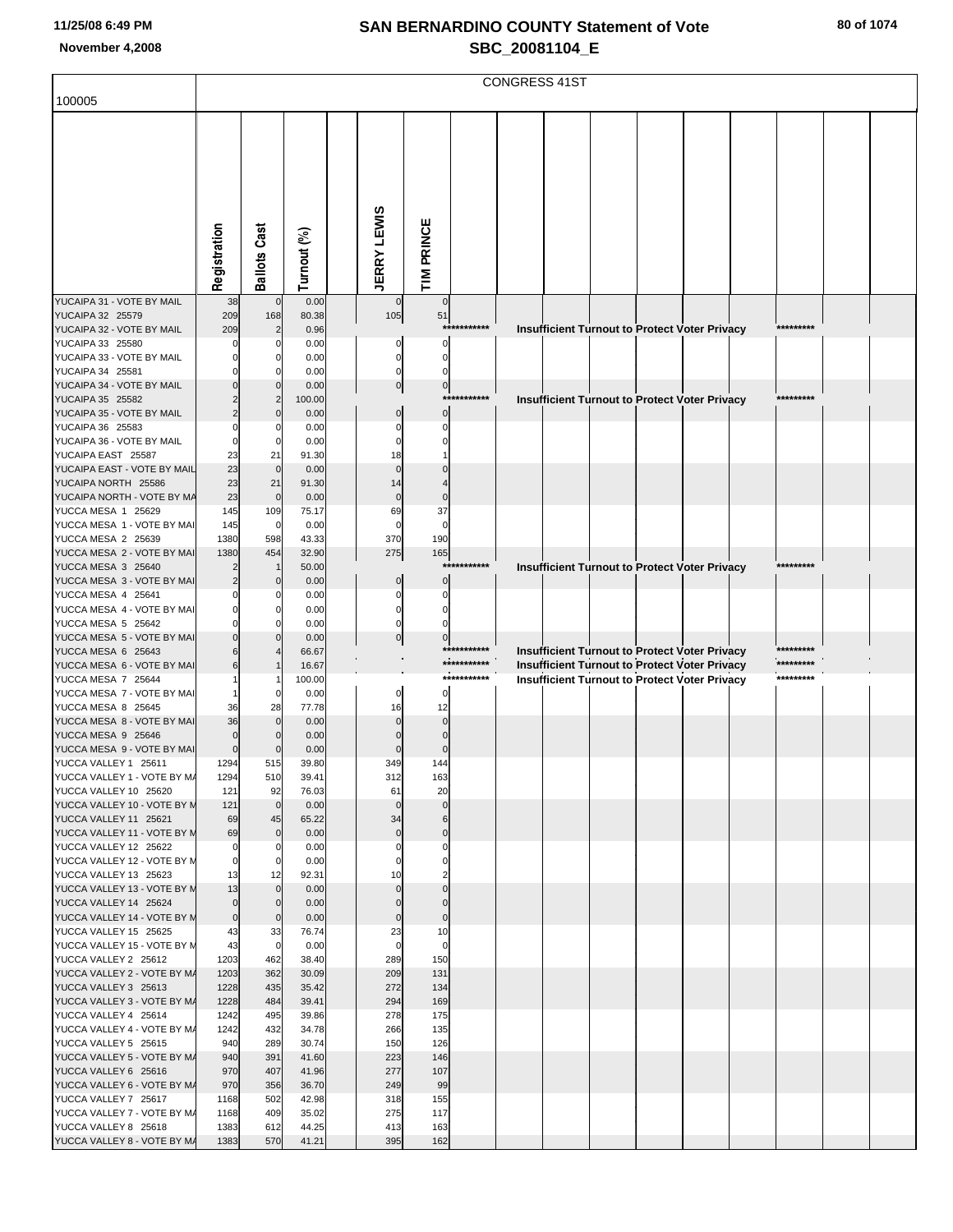## SAN BERNARDINO COUNTY Statement of Vote

## SBC_20081104_E

November 4,2008

CONGRESS 41ST

100005

| | Registration | Ballots Cast | Turnout (%) | JERRY LEWIS | TIM PRINCE |
|---|---|---|---|---|---|
| YUCAIPA 31 - VOTE BY MAIL | 38 | 0 | 0.00 | 0 | 0 |
| YUCAIPA 32 25579 | 209 | 168 | 80.38 | 105 | 51 |
| YUCAIPA 32 - VOTE BY MAIL | 209 | 2 | 0.96 | *********** Insufficient Turnout to Protect Voter Privacy ********* | |
| YUCAIPA 33 25580 | 0 | 0 | 0.00 | 0 | 0 |
| YUCAIPA 33 - VOTE BY MAIL | 0 | 0 | 0.00 | 0 | 0 |
| YUCAIPA 34 25581 | 0 | 0 | 0.00 | 0 | 0 |
| YUCAIPA 34 - VOTE BY MAIL | 0 | 0 | 0.00 | 0 | 0 |
| YUCAIPA 35 25582 | 2 | 2 | 100.00 | *********** Insufficient Turnout to Protect Voter Privacy ********* | |
| YUCAIPA 35 - VOTE BY MAIL | 2 | 0 | 0.00 | 0 | 0 |
| YUCAIPA 36 25583 | 0 | 0 | 0.00 | 0 | 0 |
| YUCAIPA 36 - VOTE BY MAIL | 0 | 0 | 0.00 | 0 | 0 |
| YUCAIPA EAST 25587 | 23 | 21 | 91.30 | 18 | 1 |
| YUCAIPA EAST - VOTE BY MAIL | 23 | 0 | 0.00 | 0 | 0 |
| YUCAIPA NORTH 25586 | 23 | 21 | 91.30 | 14 | 4 |
| YUCAIPA NORTH - VOTE BY MA | 23 | 0 | 0.00 | 0 | 0 |
| YUCCA MESA 1 25629 | 145 | 109 | 75.17 | 69 | 37 |
| YUCCA MESA 1 - VOTE BY MAI | 145 | 0 | 0.00 | 0 | 0 |
| YUCCA MESA 2 25639 | 1380 | 598 | 43.33 | 370 | 190 |
| YUCCA MESA 2 - VOTE BY MAI | 1380 | 454 | 32.90 | 275 | 165 |
| YUCCA MESA 3 25640 | 2 | 1 | 50.00 | *********** Insufficient Turnout to Protect Voter Privacy ********* | |
| YUCCA MESA 3 - VOTE BY MAI | 2 | 0 | 0.00 | 0 | 0 |
| YUCCA MESA 4 25641 | 0 | 0 | 0.00 | 0 | 0 |
| YUCCA MESA 4 - VOTE BY MAI | 0 | 0 | 0.00 | 0 | 0 |
| YUCCA MESA 5 25642 | 0 | 0 | 0.00 | 0 | 0 |
| YUCCA MESA 5 - VOTE BY MAI | 0 | 0 | 0.00 | 0 | 0 |
| YUCCA MESA 6 25643 | 6 | 4 | 66.67 | *********** Insufficient Turnout to Protect Voter Privacy ********* | |
| YUCCA MESA 6 - VOTE BY MAI | 6 | 1 | 16.67 | *********** Insufficient Turnout to Protect Voter Privacy ********* | |
| YUCCA MESA 7 25644 | 1 | 1 | 100.00 | *********** Insufficient Turnout to Protect Voter Privacy ********* | |
| YUCCA MESA 7 - VOTE BY MAI | 1 | 0 | 0.00 | 0 | 0 |
| YUCCA MESA 8 25645 | 36 | 28 | 77.78 | 16 | 12 |
| YUCCA MESA 8 - VOTE BY MAI | 36 | 0 | 0.00 | 0 | 0 |
| YUCCA MESA 9 25646 | 0 | 0 | 0.00 | 0 | 0 |
| YUCCA MESA 9 - VOTE BY MAI | 0 | 0 | 0.00 | 0 | 0 |
| YUCCA VALLEY 1 25611 | 1294 | 515 | 39.80 | 349 | 144 |
| YUCCA VALLEY 1 - VOTE BY MA | 1294 | 510 | 39.41 | 312 | 163 |
| YUCCA VALLEY 10 25620 | 121 | 92 | 76.03 | 61 | 20 |
| YUCCA VALLEY 10 - VOTE BY M | 121 | 0 | 0.00 | 0 | 0 |
| YUCCA VALLEY 11 25621 | 69 | 45 | 65.22 | 34 | 6 |
| YUCCA VALLEY 11 - VOTE BY M | 69 | 0 | 0.00 | 0 | 0 |
| YUCCA VALLEY 12 25622 | 0 | 0 | 0.00 | 0 | 0 |
| YUCCA VALLEY 12 - VOTE BY M | 0 | 0 | 0.00 | 0 | 0 |
| YUCCA VALLEY 13 25623 | 13 | 12 | 92.31 | 10 | 2 |
| YUCCA VALLEY 13 - VOTE BY M | 13 | 0 | 0.00 | 0 | 0 |
| YUCCA VALLEY 14 25624 | 0 | 0 | 0.00 | 0 | 0 |
| YUCCA VALLEY 14 - VOTE BY M | 0 | 0 | 0.00 | 0 | 0 |
| YUCCA VALLEY 15 25625 | 43 | 33 | 76.74 | 23 | 10 |
| YUCCA VALLEY 15 - VOTE BY M | 43 | 0 | 0.00 | 0 | 0 |
| YUCCA VALLEY 2 25612 | 1203 | 462 | 38.40 | 289 | 150 |
| YUCCA VALLEY 2 - VOTE BY MA | 1203 | 362 | 30.09 | 209 | 131 |
| YUCCA VALLEY 3 25613 | 1228 | 435 | 35.42 | 272 | 134 |
| YUCCA VALLEY 3 - VOTE BY MA | 1228 | 484 | 39.41 | 294 | 169 |
| YUCCA VALLEY 4 25614 | 1242 | 495 | 39.86 | 278 | 175 |
| YUCCA VALLEY 4 - VOTE BY MA | 1242 | 432 | 34.78 | 266 | 135 |
| YUCCA VALLEY 5 25615 | 940 | 289 | 30.74 | 150 | 126 |
| YUCCA VALLEY 5 - VOTE BY MA | 940 | 391 | 41.60 | 223 | 146 |
| YUCCA VALLEY 6 25616 | 970 | 407 | 41.96 | 277 | 107 |
| YUCCA VALLEY 6 - VOTE BY MA | 970 | 356 | 36.70 | 249 | 99 |
| YUCCA VALLEY 7 25617 | 1168 | 502 | 42.98 | 318 | 155 |
| YUCCA VALLEY 7 - VOTE BY MA | 1168 | 409 | 35.02 | 275 | 117 |
| YUCCA VALLEY 8 25618 | 1383 | 612 | 44.25 | 413 | 163 |
| YUCCA VALLEY 8 - VOTE BY MA | 1383 | 570 | 41.21 | 395 | 162 |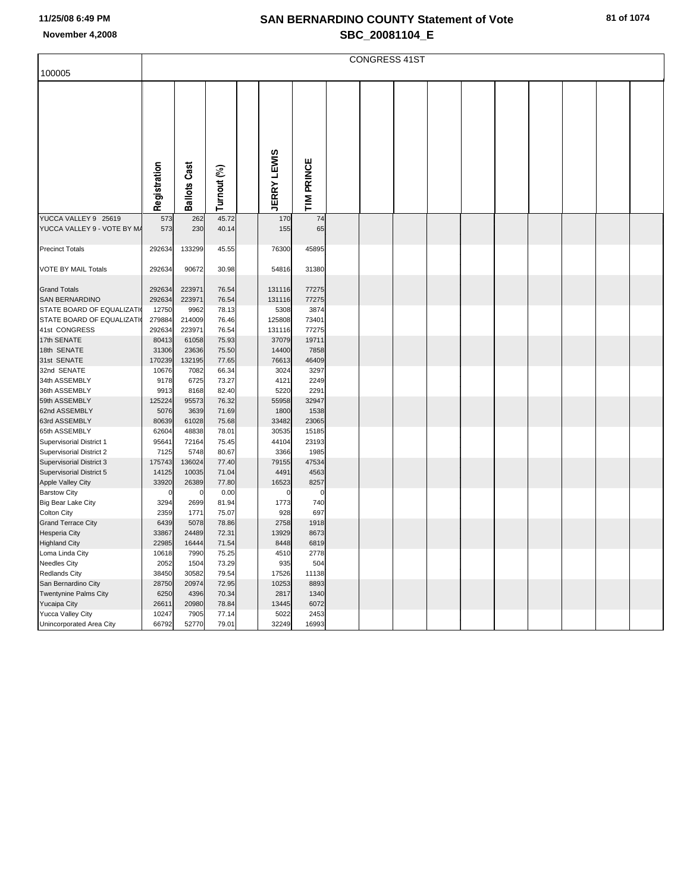# SAN BERNARDINO COUNTY Statement of Vote

## SBC_20081104_E

11/25/08 6:49 PM

November 4,2008

| 100005 | CONGRESS 41ST | | | | | |
|---|---|---|---|---|---|---|
| | Registration | Ballots Cast | Turnout (%) | | JERRY LEWIS | TIM PRINCE |
| YUCCA VALLEY 9 25619 | 573 | 262 | 45.72 | | 170 | 74 |
| YUCCA VALLEY 9 - VOTE BY MA | 573 | 230 | 40.14 | | 155 | 65 |
| Precinct Totals | 292634 | 133299 | 45.55 | | 76300 | 45895 |
| VOTE BY MAIL Totals | 292634 | 90672 | 30.98 | | 54816 | 31380 |
| Grand Totals | 292634 | 223971 | 76.54 | | 131116 | 77275 |
| SAN BERNARDINO | 292634 | 223971 | 76.54 | | 131116 | 77275 |
| STATE BOARD OF EQUALIZATI | 12750 | 9962 | 78.13 | | 5308 | 3874 |
| STATE BOARD OF EQUALIZATI | 279884 | 214009 | 76.46 | | 125808 | 73401 |
| 41st CONGRESS | 292634 | 223971 | 76.54 | | 131116 | 77275 |
| 17th SENATE | 80413 | 61058 | 75.93 | | 37079 | 19711 |
| 18th SENATE | 31306 | 23636 | 75.50 | | 14400 | 7858 |
| 31st SENATE | 170239 | 132195 | 77.65 | | 76613 | 46409 |
| 32nd SENATE | 10676 | 7082 | 66.34 | | 3024 | 3297 |
| 34th ASSEMBLY | 9178 | 6725 | 73.27 | | 4121 | 2249 |
| 36th ASSEMBLY | 9913 | 8168 | 82.40 | | 5220 | 2291 |
| 59th ASSEMBLY | 125224 | 95573 | 76.32 | | 55958 | 32947 |
| 62nd ASSEMBLY | 5076 | 3639 | 71.69 | | 1800 | 1538 |
| 63rd ASSEMBLY | 80639 | 61028 | 75.68 | | 33482 | 23065 |
| 65th ASSEMBLY | 62604 | 48838 | 78.01 | | 30535 | 15185 |
| Supervisorial District 1 | 95641 | 72164 | 75.45 | | 44104 | 23193 |
| Supervisorial District 2 | 7125 | 5748 | 80.67 | | 3366 | 1985 |
| Supervisorial District 3 | 175743 | 136024 | 77.40 | | 79155 | 47534 |
| Supervisorial District 5 | 14125 | 10035 | 71.04 | | 4491 | 4563 |
| Apple Valley City | 33920 | 26389 | 77.80 | | 16523 | 8257 |
| Barstow City | 0 | 0 | 0.00 | | 0 | 0 |
| Big Bear Lake City | 3294 | 2699 | 81.94 | | 1773 | 740 |
| Colton City | 2359 | 1771 | 75.07 | | 928 | 697 |
| Grand Terrace City | 6439 | 5078 | 78.86 | | 2758 | 1918 |
| Hesperia City | 33867 | 24489 | 72.31 | | 13929 | 8673 |
| Highland City | 22985 | 16444 | 71.54 | | 8448 | 6819 |
| Loma Linda City | 10618 | 7990 | 75.25 | | 4510 | 2778 |
| Needles City | 2052 | 1504 | 73.29 | | 935 | 504 |
| Redlands City | 38450 | 30582 | 79.54 | | 17526 | 11138 |
| San Bernardino City | 28750 | 20974 | 72.95 | | 10253 | 8893 |
| Twentynine Palms City | 6250 | 4396 | 70.34 | | 2817 | 1340 |
| Yucaipa City | 26611 | 20980 | 78.84 | | 13445 | 6072 |
| Yucca Valley City | 10247 | 7905 | 77.14 | | 5022 | 2453 |
| Unincorporated Area City | 66792 | 52770 | 79.01 | | 32249 | 16993 |